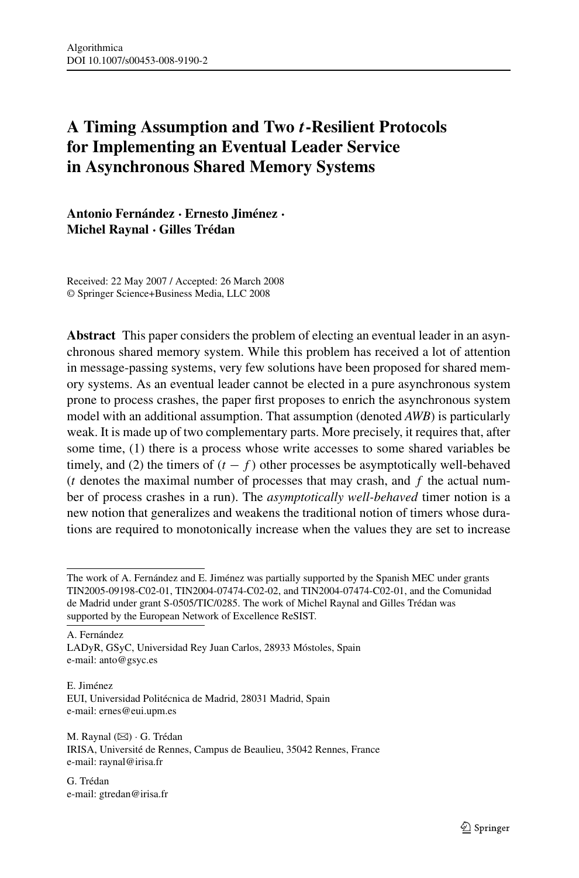# A Timing Assumption and Two $t$-Resilient Protocols for Implementing an Eventual Leader Service in Asynchronous Shared Memory Systems

**Antonio Fernández · Ernesto Jiménez · Michel Raynal · Gilles Trédan**

Received: 22 May 2007 / Accepted: 26 March 2008
© Springer Science+Business Media, LLC 2008

**Abstract** This paper considers the problem of electing an eventual leader in an asynchronous shared memory system. While this problem has received a lot of attention in message-passing systems, very few solutions have been proposed for shared memory systems. As an eventual leader cannot be elected in a pure asynchronous system prone to process crashes, the paper first proposes to enrich the asynchronous system model with an additional assumption. That assumption (denoted *AWB*) is particularly weak. It is made up of two complementary parts. More precisely, it requires that, after some time, (1) there is a process whose write accesses to some shared variables be timely, and (2) the timers of $(t - f)$ other processes be asymptotically well-behaved ($t$ denotes the maximal number of processes that may crash, and $f$ the actual number of process crashes in a run). The *asymptotically well-behaved* timer notion is a new notion that generalizes and weakens the traditional notion of timers whose durations are required to monotonically increase when the values they are set to increase

---

The work of A. Fernández and E. Jiménez was partially supported by the Spanish MEC under grants TIN2005-09198-C02-01, TIN2004-07474-C02-02, and TIN2004-07474-C02-01, and the Comunidad de Madrid under grant S-0505/TIC/0285. The work of Michel Raynal and Gilles Trédan was supported by the European Network of Excellence ReSIST.

A. Fernández
LADyR, GSyC, Universidad Rey Juan Carlos, 28933 Móstoles, Spain
e-mail: anto@gsyc.es

E. Jiménez
EUI, Universidad Politécnica de Madrid, 28031 Madrid, Spain
e-mail: ernes@eui.upm.es

M. Raynal (✉) · G. Trédan
IRISA, Université de Rennes, Campus de Beaulieu, 35042 Rennes, France
e-mail: raynal@irisa.fr

G. Trédan
e-mail: gtredan@irisa.fr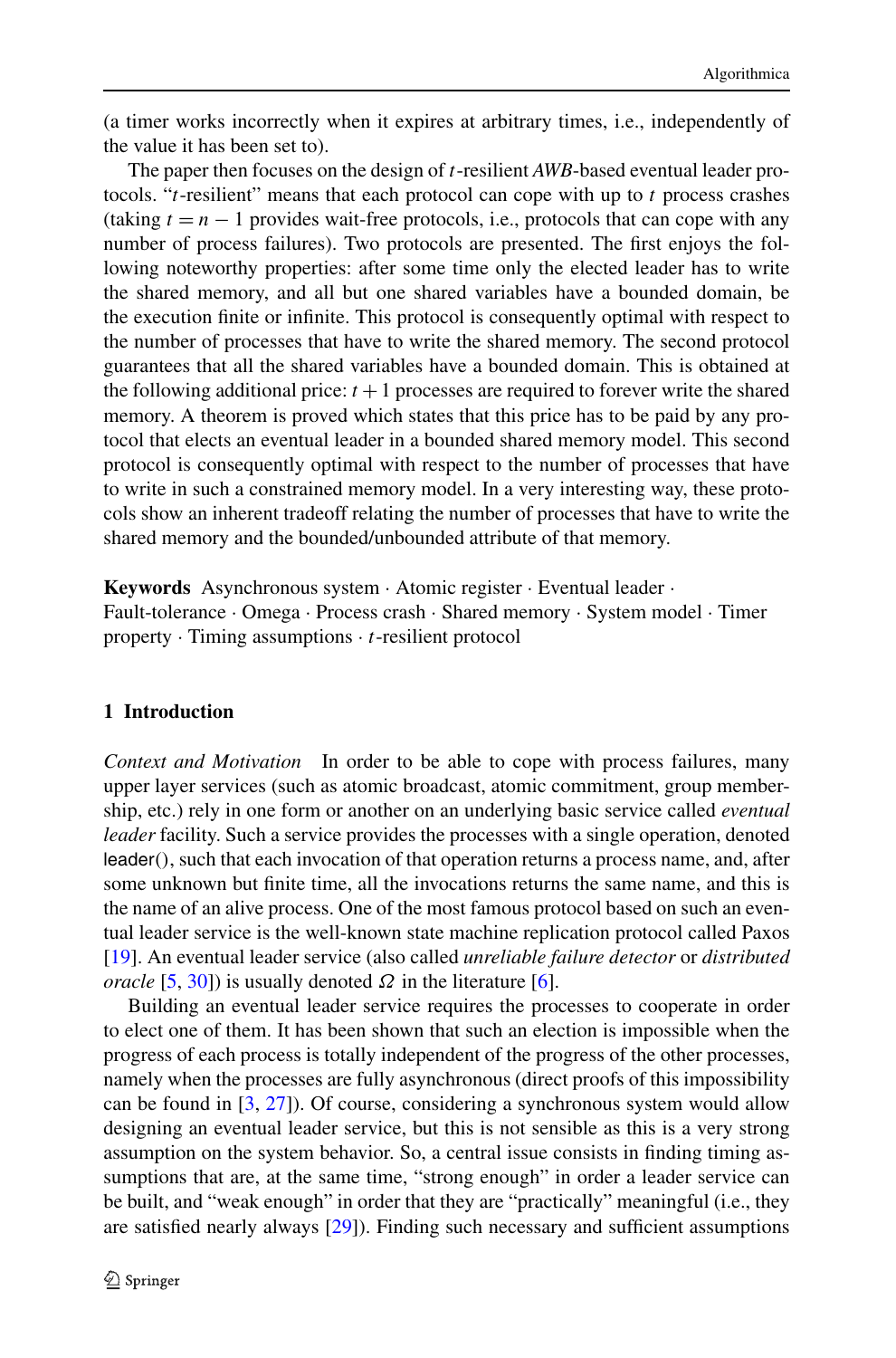(a timer works incorrectly when it expires at arbitrary times, i.e., independently of the value it has been set to).

The paper then focuses on the design of $t$-resilient *AWB*-based eventual leader protocols. "$t$-resilient" means that each protocol can cope with up to $t$ process crashes (taking $t = n - 1$ provides wait-free protocols, i.e., protocols that can cope with any number of process failures). Two protocols are presented. The first enjoys the following noteworthy properties: after some time only the elected leader has to write the shared memory, and all but one shared variables have a bounded domain, be the execution finite or infinite. This protocol is consequently optimal with respect to the number of processes that have to write the shared memory. The second protocol guarantees that all the shared variables have a bounded domain. This is obtained at the following additional price: $t + 1$ processes are required to forever write the shared memory. A theorem is proved which states that this price has to be paid by any protocol that elects an eventual leader in a bounded shared memory model. This second protocol is consequently optimal with respect to the number of processes that have to write in such a constrained memory model. In a very interesting way, these protocols show an inherent tradeoff relating the number of processes that have to write the shared memory and the bounded/unbounded attribute of that memory.

**Keywords** Asynchronous system · Atomic register · Eventual leader · Fault-tolerance · Omega · Process crash · Shared memory · System model · Timer property · Timing assumptions · $t$-resilient protocol

## 1 Introduction

*Context and Motivation* In order to be able to cope with process failures, many upper layer services (such as atomic broadcast, atomic commitment, group membership, etc.) rely in one form or another on an underlying basic service called *eventual leader* facility. Such a service provides the processes with a single operation, denoted leader(), such that each invocation of that operation returns a process name, and, after some unknown but finite time, all the invocations returns the same name, and this is the name of an alive process. One of the most famous protocol based on such an eventual leader service is the well-known state machine replication protocol called Paxos [19]. An eventual leader service (also called *unreliable failure detector* or *distributed oracle* [5, 30]) is usually denoted $\Omega$ in the literature [6].

Building an eventual leader service requires the processes to cooperate in order to elect one of them. It has been shown that such an election is impossible when the progress of each process is totally independent of the progress of the other processes, namely when the processes are fully asynchronous (direct proofs of this impossibility can be found in [3, 27]). Of course, considering a synchronous system would allow designing an eventual leader service, but this is not sensible as this is a very strong assumption on the system behavior. So, a central issue consists in finding timing assumptions that are, at the same time, "strong enough" in order a leader service can be built, and "weak enough" in order that they are "practically" meaningful (i.e., they are satisfied nearly always [29]). Finding such necessary and sufficient assumptions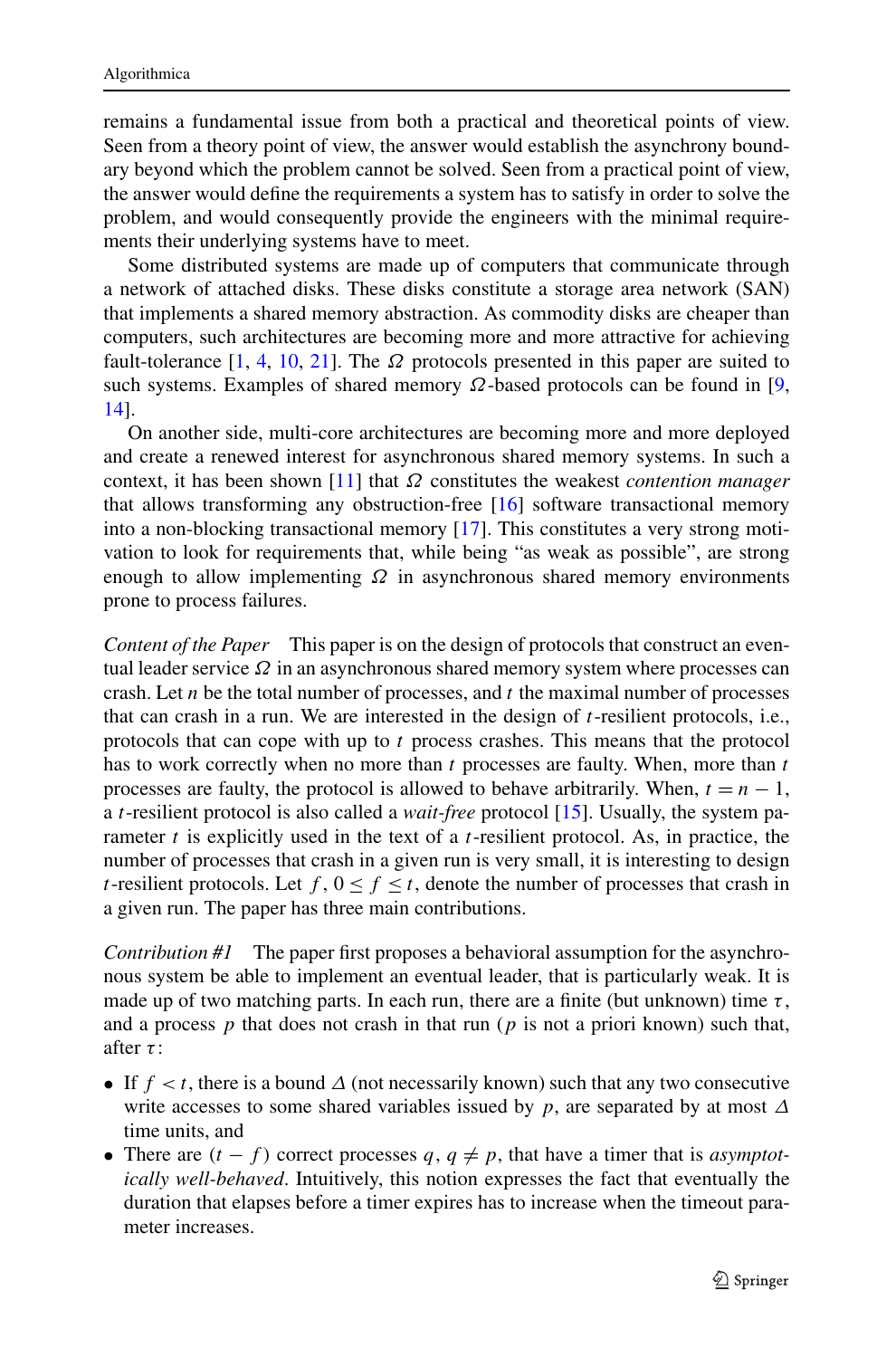remains a fundamental issue from both a practical and theoretical points of view. Seen from a theory point of view, the answer would establish the asynchrony boundary beyond which the problem cannot be solved. Seen from a practical point of view, the answer would define the requirements a system has to satisfy in order to solve the problem, and would consequently provide the engineers with the minimal requirements their underlying systems have to meet.

Some distributed systems are made up of computers that communicate through a network of attached disks. These disks constitute a storage area network (SAN) that implements a shared memory abstraction. As commodity disks are cheaper than computers, such architectures are becoming more and more attractive for achieving fault-tolerance [1, 4, 10, 21]. The $\Omega$ protocols presented in this paper are suited to such systems. Examples of shared memory $\Omega$-based protocols can be found in [9, 14].

On another side, multi-core architectures are becoming more and more deployed and create a renewed interest for asynchronous shared memory systems. In such a context, it has been shown [11] that $\Omega$ constitutes the weakest *contention manager* that allows transforming any obstruction-free [16] software transactional memory into a non-blocking transactional memory [17]. This constitutes a very strong motivation to look for requirements that, while being "as weak as possible", are strong enough to allow implementing $\Omega$ in asynchronous shared memory environments prone to process failures.

*Content of the Paper* This paper is on the design of protocols that construct an eventual leader service $\Omega$ in an asynchronous shared memory system where processes can crash. Let $n$ be the total number of processes, and $t$ the maximal number of processes that can crash in a run. We are interested in the design of $t$-resilient protocols, i.e., protocols that can cope with up to $t$ process crashes. This means that the protocol has to work correctly when no more than $t$ processes are faulty. When, more than $t$ processes are faulty, the protocol is allowed to behave arbitrarily. When, $t = n - 1$, a $t$-resilient protocol is also called a *wait-free* protocol [15]. Usually, the system parameter $t$ is explicitly used in the text of a $t$-resilient protocol. As, in practice, the number of processes that crash in a given run is very small, it is interesting to design $t$-resilient protocols. Let $f$, $0 \leq f \leq t$, denote the number of processes that crash in a given run. The paper has three main contributions.

*Contribution #1* The paper first proposes a behavioral assumption for the asynchronous system be able to implement an eventual leader, that is particularly weak. It is made up of two matching parts. In each run, there are a finite (but unknown) time $\tau$, and a process $p$ that does not crash in that run ($p$ is not a priori known) such that, after $\tau$:

- If $f < t$, there is a bound $\Delta$ (not necessarily known) such that any two consecutive write accesses to some shared variables issued by $p$, are separated by at most $\Delta$ time units, and
- There are $(t - f)$ correct processes $q$, $q \neq p$, that have a timer that is *asymptotically well-behaved*. Intuitively, this notion expresses the fact that eventually the duration that elapses before a timer expires has to increase when the timeout parameter increases.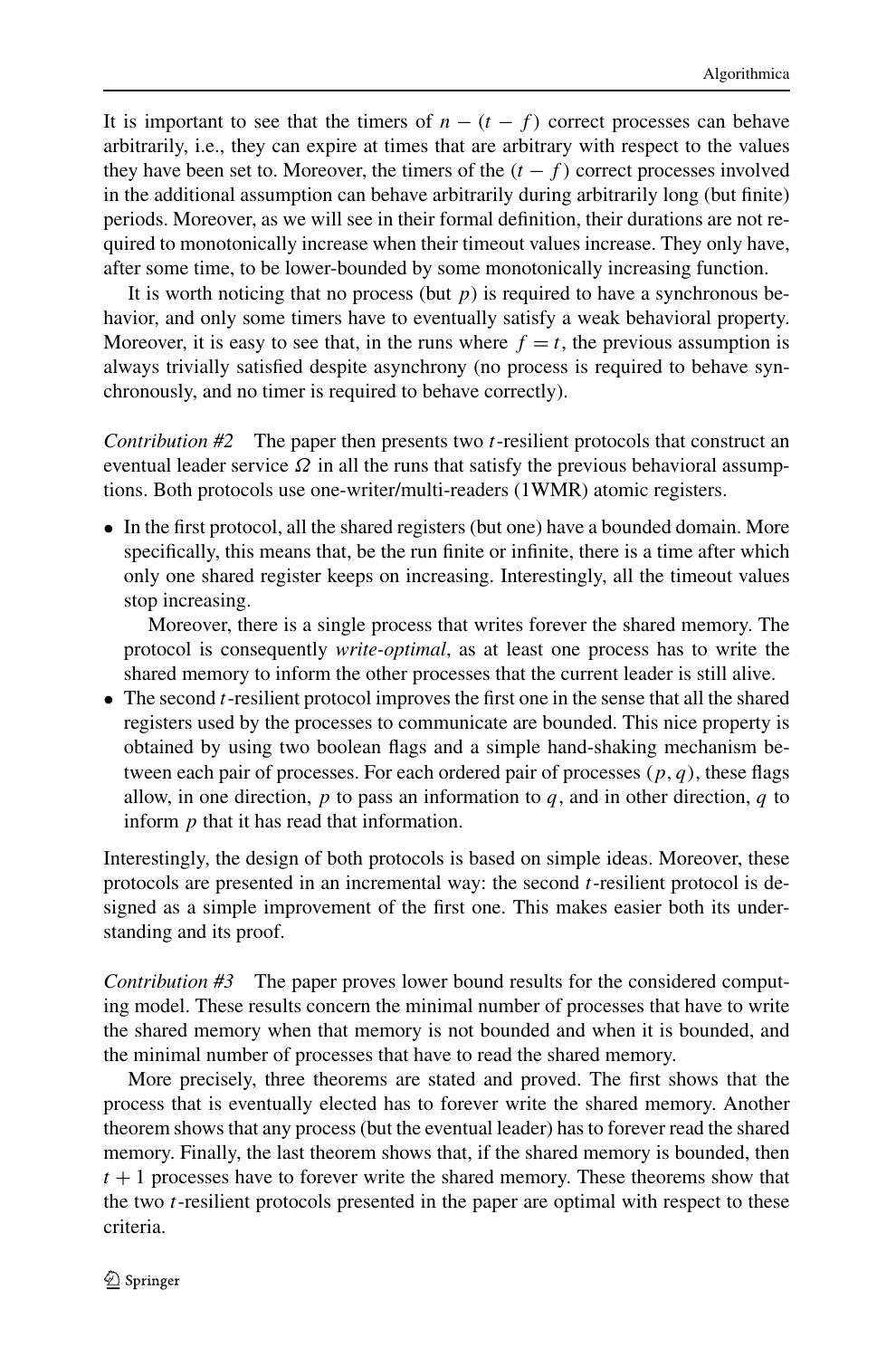It is important to see that the timers of $n - (t - f)$ correct processes can behave arbitrarily, i.e., they can expire at times that are arbitrary with respect to the values they have been set to. Moreover, the timers of the $(t - f)$ correct processes involved in the additional assumption can behave arbitrarily during arbitrarily long (but finite) periods. Moreover, as we will see in their formal definition, their durations are not required to monotonically increase when their timeout values increase. They only have, after some time, to be lower-bounded by some monotonically increasing function.

It is worth noticing that no process (but $p$) is required to have a synchronous behavior, and only some timers have to eventually satisfy a weak behavioral property. Moreover, it is easy to see that, in the runs where $f = t$, the previous assumption is always trivially satisfied despite asynchrony (no process is required to behave synchronously, and no timer is required to behave correctly).

*Contribution #2* The paper then presents two $t$-resilient protocols that construct an eventual leader service $\Omega$ in all the runs that satisfy the previous behavioral assumptions. Both protocols use one-writer/multi-readers (1WMR) atomic registers.

- In the first protocol, all the shared registers (but one) have a bounded domain. More specifically, this means that, be the run finite or infinite, there is a time after which only one shared register keeps on increasing. Interestingly, all the timeout values stop increasing.

  Moreover, there is a single process that writes forever the shared memory. The protocol is consequently *write-optimal*, as at least one process has to write the shared memory to inform the other processes that the current leader is still alive.
- The second $t$-resilient protocol improves the first one in the sense that all the shared registers used by the processes to communicate are bounded. This nice property is obtained by using two boolean flags and a simple hand-shaking mechanism between each pair of processes. For each ordered pair of processes $(p, q)$, these flags allow, in one direction, $p$ to pass an information to $q$, and in other direction, $q$ to inform $p$ that it has read that information.

Interestingly, the design of both protocols is based on simple ideas. Moreover, these protocols are presented in an incremental way: the second $t$-resilient protocol is designed as a simple improvement of the first one. This makes easier both its understanding and its proof.

*Contribution #3* The paper proves lower bound results for the considered computing model. These results concern the minimal number of processes that have to write the shared memory when that memory is not bounded and when it is bounded, and the minimal number of processes that have to read the shared memory.

More precisely, three theorems are stated and proved. The first shows that the process that is eventually elected has to forever write the shared memory. Another theorem shows that any process (but the eventual leader) has to forever read the shared memory. Finally, the last theorem shows that, if the shared memory is bounded, then $t + 1$ processes have to forever write the shared memory. These theorems show that the two $t$-resilient protocols presented in the paper are optimal with respect to these criteria.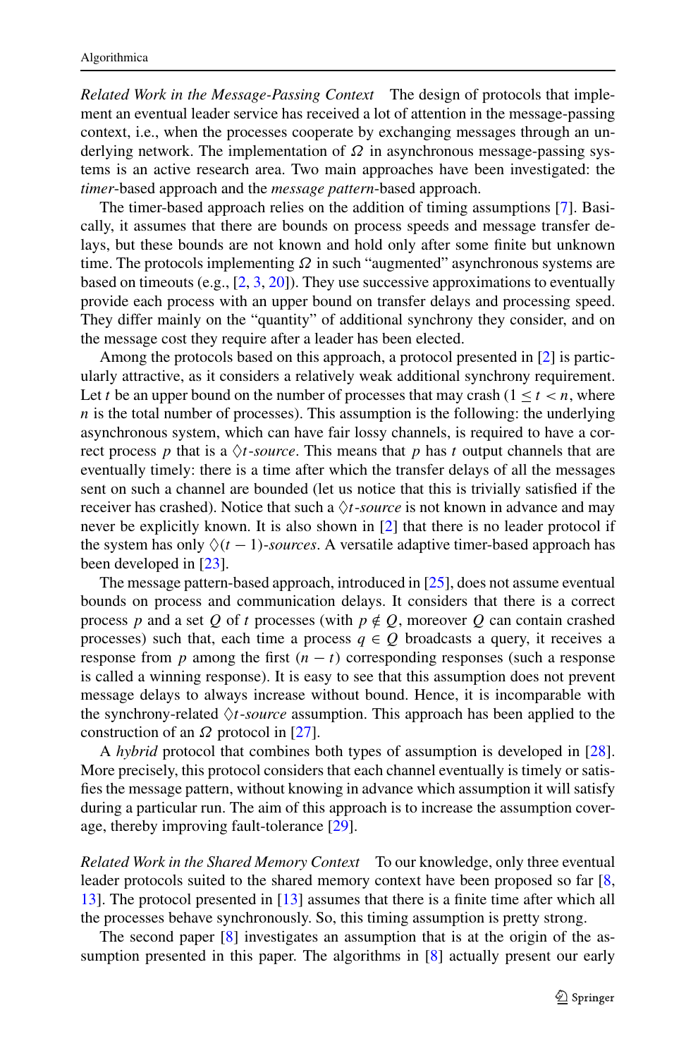*Related Work in the Message-Passing Context* The design of protocols that implement an eventual leader service has received a lot of attention in the message-passing context, i.e., when the processes cooperate by exchanging messages through an underlying network. The implementation of $\Omega$ in asynchronous message-passing systems is an active research area. Two main approaches have been investigated: the *timer*-based approach and the *message pattern*-based approach.

The timer-based approach relies on the addition of timing assumptions [7]. Basically, it assumes that there are bounds on process speeds and message transfer delays, but these bounds are not known and hold only after some finite but unknown time. The protocols implementing $\Omega$ in such "augmented" asynchronous systems are based on timeouts (e.g., [2, 3, 20]). They use successive approximations to eventually provide each process with an upper bound on transfer delays and processing speed. They differ mainly on the "quantity" of additional synchrony they consider, and on the message cost they require after a leader has been elected.

Among the protocols based on this approach, a protocol presented in [2] is particularly attractive, as it considers a relatively weak additional synchrony requirement. Let $t$ be an upper bound on the number of processes that may crash ($1 \leq t < n$, where $n$ is the total number of processes). This assumption is the following: the underlying asynchronous system, which can have fair lossy channels, is required to have a correct process $p$ that is a $\Diamond t$-*source*. This means that $p$ has $t$ output channels that are eventually timely: there is a time after which the transfer delays of all the messages sent on such a channel are bounded (let us notice that this is trivially satisfied if the receiver has crashed). Notice that such a $\Diamond t$-*source* is not known in advance and may never be explicitly known. It is also shown in [2] that there is no leader protocol if the system has only $\Diamond(t-1)$-*sources*. A versatile adaptive timer-based approach has been developed in [23].

The message pattern-based approach, introduced in [25], does not assume eventual bounds on process and communication delays. It considers that there is a correct process $p$ and a set $Q$ of $t$ processes (with $p \notin Q$, moreover $Q$ can contain crashed processes) such that, each time a process $q \in Q$ broadcasts a query, it receives a response from $p$ among the first $(n-t)$ corresponding responses (such a response is called a winning response). It is easy to see that this assumption does not prevent message delays to always increase without bound. Hence, it is incomparable with the synchrony-related $\Diamond t$-*source* assumption. This approach has been applied to the construction of an $\Omega$ protocol in [27].

A *hybrid* protocol that combines both types of assumption is developed in [28]. More precisely, this protocol considers that each channel eventually is timely or satisfies the message pattern, without knowing in advance which assumption it will satisfy during a particular run. The aim of this approach is to increase the assumption coverage, thereby improving fault-tolerance [29].

*Related Work in the Shared Memory Context* To our knowledge, only three eventual leader protocols suited to the shared memory context have been proposed so far [8, 13]. The protocol presented in [13] assumes that there is a finite time after which all the processes behave synchronously. So, this timing assumption is pretty strong.

The second paper [8] investigates an assumption that is at the origin of the assumption presented in this paper. The algorithms in [8] actually present our early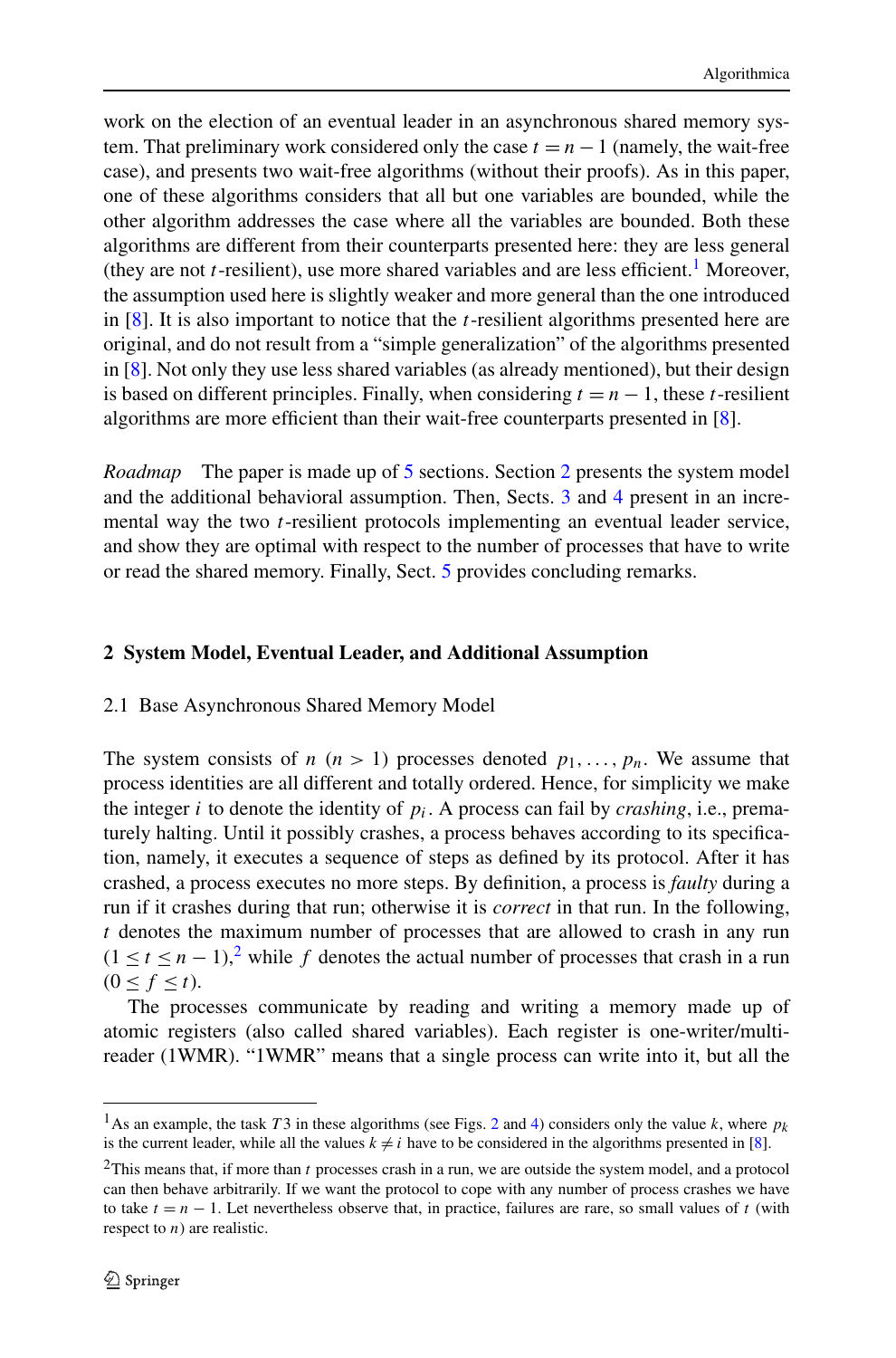work on the election of an eventual leader in an asynchronous shared memory system. That preliminary work considered only the case $t = n - 1$ (namely, the wait-free case), and presents two wait-free algorithms (without their proofs). As in this paper, one of these algorithms considers that all but one variables are bounded, while the other algorithm addresses the case where all the variables are bounded. Both these algorithms are different from their counterparts presented here: they are less general (they are not $t$-resilient), use more shared variables and are less efficient.[1] Moreover, the assumption used here is slightly weaker and more general than the one introduced in [8]. It is also important to notice that the $t$-resilient algorithms presented here are original, and do not result from a "simple generalization" of the algorithms presented in [8]. Not only they use less shared variables (as already mentioned), but their design is based on different principles. Finally, when considering $t = n - 1$, these $t$-resilient algorithms are more efficient than their wait-free counterparts presented in [8].

*Roadmap* The paper is made up of 5 sections. Section 2 presents the system model and the additional behavioral assumption. Then, Sects. 3 and 4 present in an incremental way the two $t$-resilient protocols implementing an eventual leader service, and show they are optimal with respect to the number of processes that have to write or read the shared memory. Finally, Sect. 5 provides concluding remarks.

## 2 System Model, Eventual Leader, and Additional Assumption

### 2.1 Base Asynchronous Shared Memory Model

The system consists of $n$ ($n > 1$) processes denoted $p_1, \ldots, p_n$. We assume that process identities are all different and totally ordered. Hence, for simplicity we make the integer $i$ to denote the identity of $p_i$. A process can fail by *crashing*, i.e., prematurely halting. Until it possibly crashes, a process behaves according to its specification, namely, it executes a sequence of steps as defined by its protocol. After it has crashed, a process executes no more steps. By definition, a process is *faulty* during a run if it crashes during that run; otherwise it is *correct* in that run. In the following, $t$ denotes the maximum number of processes that are allowed to crash in any run ($1 \leq t \leq n - 1$),[2] while $f$ denotes the actual number of processes that crash in a run ($0 \leq f \leq t$).

The processes communicate by reading and writing a memory made up of atomic registers (also called shared variables). Each register is one-writer/multi-reader (1WMR). "1WMR" means that a single process can write into it, but all the

---

[1] As an example, the task $T3$ in these algorithms (see Figs. 2 and 4) considers only the value $k$, where $p_k$ is the current leader, while all the values $k \neq i$ have to be considered in the algorithms presented in [8].

[2] This means that, if more than $t$ processes crash in a run, we are outside the system model, and a protocol can then behave arbitrarily. If we want the protocol to cope with any number of process crashes we have to take $t = n - 1$. Let nevertheless observe that, in practice, failures are rare, so small values of $t$ (with respect to $n$) are realistic.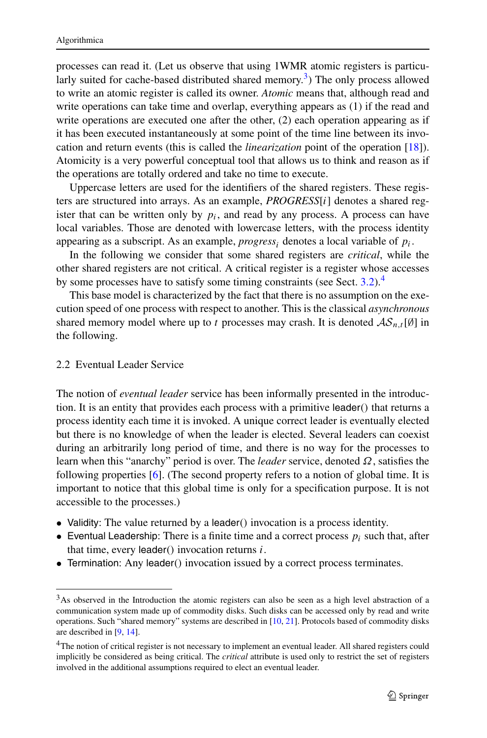processes can read it. (Let us observe that using 1WMR atomic registers is particularly suited for cache-based distributed shared memory.[3]) The only process allowed to write an atomic register is called its owner. *Atomic* means that, although read and write operations can take time and overlap, everything appears as (1) if the read and write operations are executed one after the other, (2) each operation appearing as if it has been executed instantaneously at some point of the time line between its invocation and return events (this is called the *linearization* point of the operation [18]). Atomicity is a very powerful conceptual tool that allows us to think and reason as if the operations are totally ordered and take no time to execute.

Uppercase letters are used for the identifiers of the shared registers. These registers are structured into arrays. As an example, $PROGRESS[i]$ denotes a shared register that can be written only by $p_i$, and read by any process. A process can have local variables. Those are denoted with lowercase letters, with the process identity appearing as a subscript. As an example, $progress_i$ denotes a local variable of $p_i$.

In the following we consider that some shared registers are *critical*, while the other shared registers are not critical. A critical register is a register whose accesses by some processes have to satisfy some timing constraints (see Sect. 3.2).[4]

This base model is characterized by the fact that there is no assumption on the execution speed of one process with respect to another. This is the classical *asynchronous* shared memory model where up to $t$ processes may crash. It is denoted $\mathcal{AS}_{n,t}[\emptyset]$ in the following.

## 2.2 Eventual Leader Service

The notion of *eventual leader* service has been informally presented in the introduction. It is an entity that provides each process with a primitive leader() that returns a process identity each time it is invoked. A unique correct leader is eventually elected but there is no knowledge of when the leader is elected. Several leaders can coexist during an arbitrarily long period of time, and there is no way for the processes to learn when this "anarchy" period is over. The *leader* service, denoted $\Omega$, satisfies the following properties [6]. (The second property refers to a notion of global time. It is important to notice that this global time is only for a specification purpose. It is not accessible to the processes.)

- Validity: The value returned by a leader() invocation is a process identity.
- Eventual Leadership: There is a finite time and a correct process $p_i$ such that, after that time, every leader() invocation returns $i$.
- Termination: Any leader() invocation issued by a correct process terminates.

---

[3] As observed in the Introduction the atomic registers can also be seen as a high level abstraction of a communication system made up of commodity disks. Such disks can be accessed only by read and write operations. Such "shared memory" systems are described in [10, 21]. Protocols based of commodity disks are described in [9, 14].

[4] The notion of critical register is not necessary to implement an eventual leader. All shared registers could implicitly be considered as being critical. The *critical* attribute is used only to restrict the set of registers involved in the additional assumptions required to elect an eventual leader.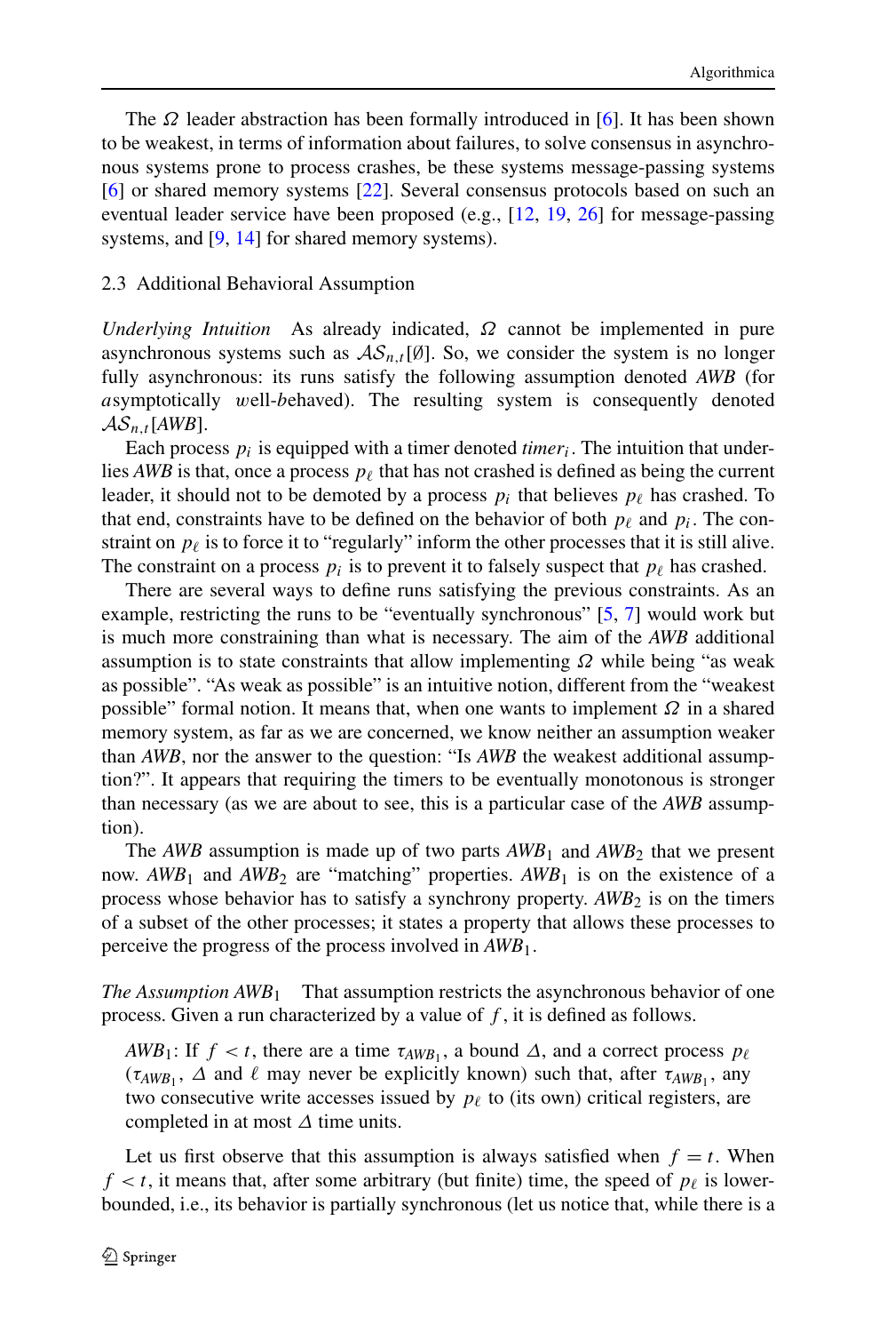The $\Omega$ leader abstraction has been formally introduced in [6]. It has been shown to be weakest, in terms of information about failures, to solve consensus in asynchronous systems prone to process crashes, be these systems message-passing systems [6] or shared memory systems [22]. Several consensus protocols based on such an eventual leader service have been proposed (e.g., [12, 19, 26] for message-passing systems, and [9, 14] for shared memory systems).

### 2.3 Additional Behavioral Assumption

*Underlying Intuition* As already indicated, $\Omega$ cannot be implemented in pure asynchronous systems such as $\mathcal{AS}_{n,t}[\emptyset]$. So, we consider the system is no longer fully asynchronous: its runs satisfy the following assumption denoted *AWB* (for *a*symptotically *w*ell-*b*ehaved). The resulting system is consequently denoted $\mathcal{AS}_{n,t}[AWB]$.

Each process $p_i$ is equipped with a timer denoted $timer_i$. The intuition that underlies *AWB* is that, once a process $p_\ell$ that has not crashed is defined as being the current leader, it should not to be demoted by a process $p_i$ that believes $p_\ell$ has crashed. To that end, constraints have to be defined on the behavior of both $p_\ell$ and $p_i$. The constraint on $p_\ell$ is to force it to "regularly" inform the other processes that it is still alive. The constraint on a process $p_i$ is to prevent it to falsely suspect that $p_\ell$ has crashed.

There are several ways to define runs satisfying the previous constraints. As an example, restricting the runs to be "eventually synchronous" [5, 7] would work but is much more constraining than what is necessary. The aim of the *AWB* additional assumption is to state constraints that allow implementing $\Omega$ while being "as weak as possible". "As weak as possible" is an intuitive notion, different from the "weakest possible" formal notion. It means that, when one wants to implement $\Omega$ in a shared memory system, as far as we are concerned, we know neither an assumption weaker than *AWB*, nor the answer to the question: "Is *AWB* the weakest additional assumption?". It appears that requiring the timers to be eventually monotonous is stronger than necessary (as we are about to see, this is a particular case of the *AWB* assumption).

The *AWB* assumption is made up of two parts $AWB_1$ and $AWB_2$ that we present now. $AWB_1$ and $AWB_2$ are "matching" properties. $AWB_1$ is on the existence of a process whose behavior has to satisfy a synchrony property. $AWB_2$ is on the timers of a subset of the other processes; it states a property that allows these processes to perceive the progress of the process involved in $AWB_1$.

*The Assumption $AWB_1$* That assumption restricts the asynchronous behavior of one process. Given a run characterized by a value of $f$, it is defined as follows.

> $AWB_1$: If $f < t$, there are a time $\tau_{AWB_1}$, a bound $\Delta$, and a correct process $p_\ell$ ($\tau_{AWB_1}$, $\Delta$ and $\ell$ may never be explicitly known) such that, after $\tau_{AWB_1}$, any two consecutive write accesses issued by $p_\ell$ to (its own) critical registers, are completed in at most $\Delta$ time units.

Let us first observe that this assumption is always satisfied when $f = t$. When $f < t$, it means that, after some arbitrary (but finite) time, the speed of $p_\ell$ is lower-bounded, i.e., its behavior is partially synchronous (let us notice that, while there is a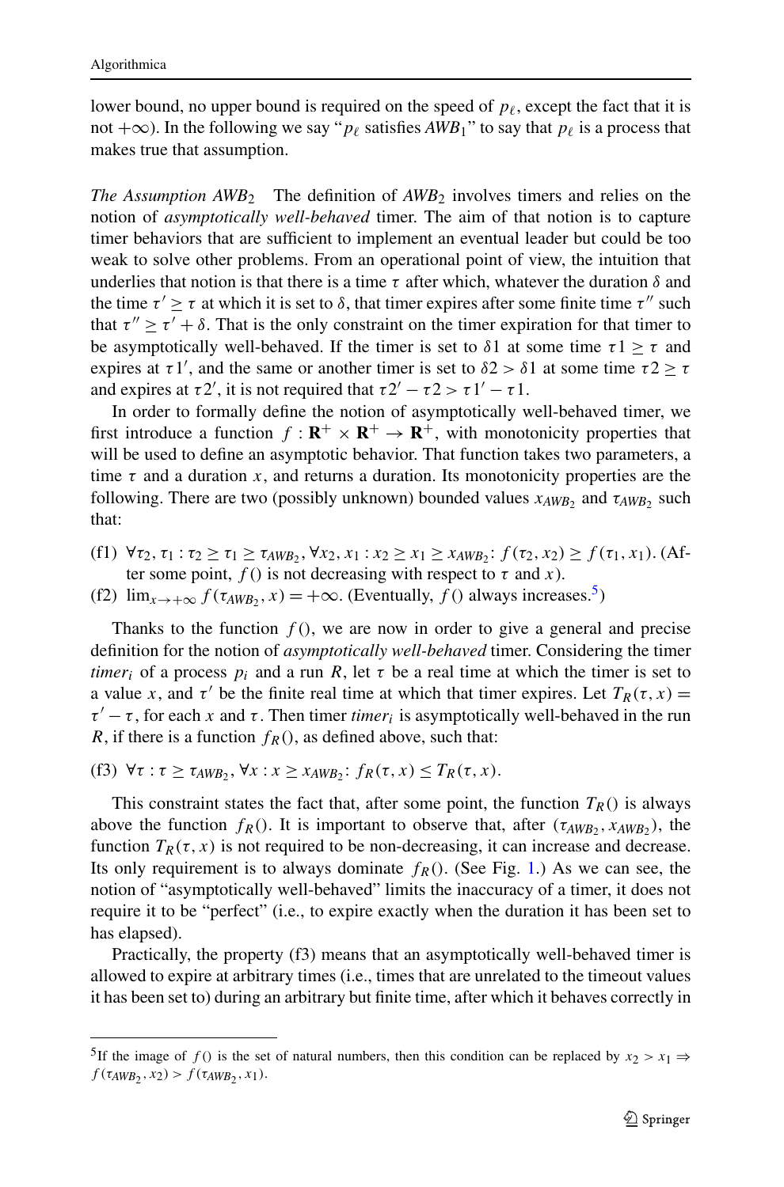lower bound, no upper bound is required on the speed of $p_\ell$, except the fact that it is not $+\infty$). In the following we say "$p_\ell$ satisfies $AWB_1$" to say that $p_\ell$ is a process that makes true that assumption.

*The Assumption* $AWB_2$ The definition of $AWB_2$ involves timers and relies on the notion of *asymptotically well-behaved* timer. The aim of that notion is to capture timer behaviors that are sufficient to implement an eventual leader but could be too weak to solve other problems. From an operational point of view, the intuition that underlies that notion is that there is a time $\tau$ after which, whatever the duration $\delta$ and the time $\tau' \geq \tau$ at which it is set to $\delta$, that timer expires after some finite time $\tau''$ such that $\tau'' \geq \tau' + \delta$. That is the only constraint on the timer expiration for that timer to be asymptotically well-behaved. If the timer is set to $\delta 1$ at some time $\tau 1 \geq \tau$ and expires at $\tau 1'$, and the same or another timer is set to $\delta 2 > \delta 1$ at some time $\tau 2 \geq \tau$ and expires at $\tau 2'$, it is not required that $\tau 2' - \tau 2 > \tau 1' - \tau 1$.

In order to formally define the notion of asymptotically well-behaved timer, we first introduce a function $f : \mathbf{R}^+ \times \mathbf{R}^+ \rightarrow \mathbf{R}^+$, with monotonicity properties that will be used to define an asymptotic behavior. That function takes two parameters, a time $\tau$ and a duration $x$, and returns a duration. Its monotonicity properties are the following. There are two (possibly unknown) bounded values $x_{AWB_2}$ and $\tau_{AWB_2}$ such that:

(f1) $\forall \tau_2, \tau_1 : \tau_2 \geq \tau_1 \geq \tau_{AWB_2}, \forall x_2, x_1 : x_2 \geq x_1 \geq x_{AWB_2}$: $f(\tau_2, x_2) \geq f(\tau_1, x_1)$. (After some point, $f()$ is not decreasing with respect to $\tau$ and $x$).

(f2) $\lim_{x \to +\infty} f(\tau_{AWB_2}, x) = +\infty$. (Eventually, $f()$ always increases.[5])

Thanks to the function $f()$, we are now in order to give a general and precise definition for the notion of *asymptotically well-behaved* timer. Considering the timer $timer_i$ of a process $p_i$ and a run $R$, let $\tau$ be a real time at which the timer is set to a value $x$, and $\tau'$ be the finite real time at which that timer expires. Let $T_R(\tau, x) = \tau' - \tau$, for each $x$ and $\tau$. Then timer $timer_i$ is asymptotically well-behaved in the run $R$, if there is a function $f_R()$, as defined above, such that:

(f3) $\forall \tau : \tau \geq \tau_{AWB_2}, \forall x : x \geq x_{AWB_2}$: $f_R(\tau, x) \leq T_R(\tau, x)$.

This constraint states the fact that, after some point, the function $T_R()$ is always above the function $f_R()$. It is important to observe that, after $(\tau_{AWB_2}, x_{AWB_2})$, the function $T_R(\tau, x)$ is not required to be non-decreasing, it can increase and decrease. Its only requirement is to always dominate $f_R()$. (See Fig. 1.) As we can see, the notion of "asymptotically well-behaved" limits the inaccuracy of a timer, it does not require it to be "perfect" (i.e., to expire exactly when the duration it has been set to has elapsed).

Practically, the property (f3) means that an asymptotically well-behaved timer is allowed to expire at arbitrary times (i.e., times that are unrelated to the timeout values it has been set to) during an arbitrary but finite time, after which it behaves correctly in

---

[5]If the image of $f()$ is the set of natural numbers, then this condition can be replaced by $x_2 > x_1 \Rightarrow f(\tau_{AWB_2}, x_2) > f(\tau_{AWB_2}, x_1)$.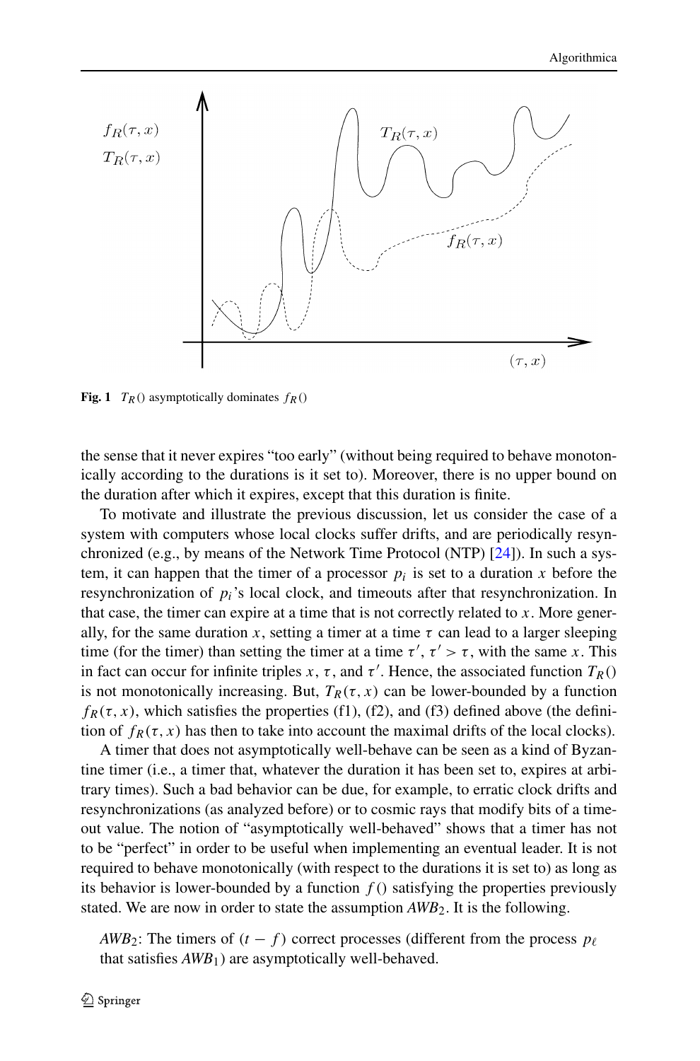**Fig. 1** $T_R()$ asymptotically dominates $f_R()$

the sense that it never expires "too early" (without being required to behave monotonically according to the durations is it set to). Moreover, there is no upper bound on the duration after which it expires, except that this duration is finite.

To motivate and illustrate the previous discussion, let us consider the case of a system with computers whose local clocks suffer drifts, and are periodically resynchronized (e.g., by means of the Network Time Protocol (NTP) [24]). In such a system, it can happen that the timer of a processor $p_i$ is set to a duration $x$ before the resynchronization of $p_i$'s local clock, and timeouts after that resynchronization. In that case, the timer can expire at a time that is not correctly related to $x$. More generally, for the same duration $x$, setting a timer at a time $\tau$ can lead to a larger sleeping time (for the timer) than setting the timer at a time $\tau'$, $\tau' > \tau$, with the same $x$. This in fact can occur for infinite triples $x$, $\tau$, and $\tau'$. Hence, the associated function $T_R()$ is not monotonically increasing. But, $T_R(\tau, x)$ can be lower-bounded by a function $f_R(\tau, x)$, which satisfies the properties (f1), (f2), and (f3) defined above (the definition of $f_R(\tau, x)$ has then to take into account the maximal drifts of the local clocks).

A timer that does not asymptotically well-behave can be seen as a kind of Byzantine timer (i.e., a timer that, whatever the duration it has been set to, expires at arbitrary times). Such a bad behavior can be due, for example, to erratic clock drifts and resynchronizations (as analyzed before) or to cosmic rays that modify bits of a timeout value. The notion of "asymptotically well-behaved" shows that a timer has not to be "perfect" in order to be useful when implementing an eventual leader. It is not required to behave monotonically (with respect to the durations it is set to) as long as its behavior is lower-bounded by a function $f()$ satisfying the properties previously stated. We are now in order to state the assumption $AWB_2$. It is the following.

$AWB_2$: The timers of $(t - f)$ correct processes (different from the process $p_\ell$ that satisfies $AWB_1$) are asymptotically well-behaved.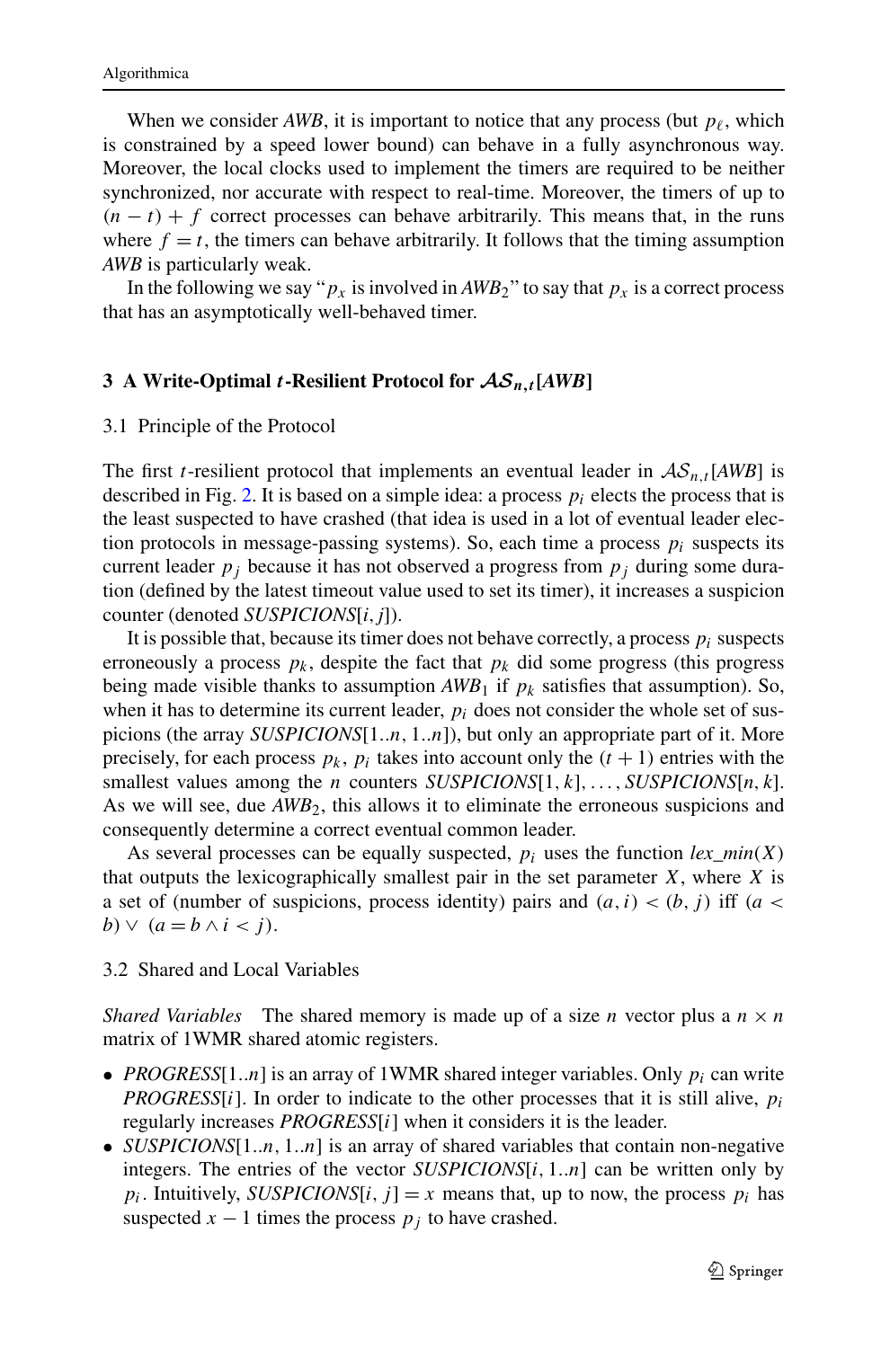When we consider *AWB*, it is important to notice that any process (but $p_\ell$, which is constrained by a speed lower bound) can behave in a fully asynchronous way. Moreover, the local clocks used to implement the timers are required to be neither synchronized, nor accurate with respect to real-time. Moreover, the timers of up to $(n-t)+f$ correct processes can behave arbitrarily. This means that, in the runs where $f=t$, the timers can behave arbitrarily. It follows that the timing assumption *AWB* is particularly weak.

In the following we say "$p_x$ is involved in $AWB_2$" to say that $p_x$ is a correct process that has an asymptotically well-behaved timer.

## 3 A Write-Optimal $t$-Resilient Protocol for $\mathcal{AS}_{n,t}[AWB]$

### 3.1 Principle of the Protocol

The first $t$-resilient protocol that implements an eventual leader in $\mathcal{AS}_{n,t}[AWB]$ is described in Fig. 2. It is based on a simple idea: a process $p_i$ elects the process that is the least suspected to have crashed (that idea is used in a lot of eventual leader election protocols in message-passing systems). So, each time a process $p_i$ suspects its current leader $p_j$ because it has not observed a progress from $p_j$ during some duration (defined by the latest timeout value used to set its timer), it increases a suspicion counter (denoted *SUSPICIONS*$[i,j]$).

It is possible that, because its timer does not behave correctly, a process $p_i$ suspects erroneously a process $p_k$, despite the fact that $p_k$ did some progress (this progress being made visible thanks to assumption $AWB_1$ if $p_k$ satisfies that assumption). So, when it has to determine its current leader, $p_i$ does not consider the whole set of suspicions (the array *SUSPICIONS*$[1..n, 1..n]$), but only an appropriate part of it. More precisely, for each process $p_k$, $p_i$ takes into account only the $(t+1)$ entries with the smallest values among the $n$ counters *SUSPICIONS*$[1,k], \ldots,$ *SUSPICIONS*$[n,k]$. As we will see, due $AWB_2$, this allows it to eliminate the erroneous suspicions and consequently determine a correct eventual common leader.

As several processes can be equally suspected, $p_i$ uses the function *lex_min*$(X)$ that outputs the lexicographically smallest pair in the set parameter $X$, where $X$ is a set of (number of suspicions, process identity) pairs and $(a,i)<(b,j)$ iff $(a<b)\vee(a=b\wedge i<j)$.

### 3.2 Shared and Local Variables

*Shared Variables* The shared memory is made up of a size $n$ vector plus a $n\times n$ matrix of 1WMR shared atomic registers.

- *PROGRESS*$[1..n]$ is an array of 1WMR shared integer variables. Only $p_i$ can write *PROGRESS*$[i]$. In order to indicate to the other processes that it is still alive, $p_i$ regularly increases *PROGRESS*$[i]$ when it considers it is the leader.
- *SUSPICIONS*$[1..n, 1..n]$ is an array of shared variables that contain non-negative integers. The entries of the vector *SUSPICIONS*$[i, 1..n]$ can be written only by $p_i$. Intuitively, *SUSPICIONS*$[i,j]=x$ means that, up to now, the process $p_i$ has suspected $x-1$ times the process $p_j$ to have crashed.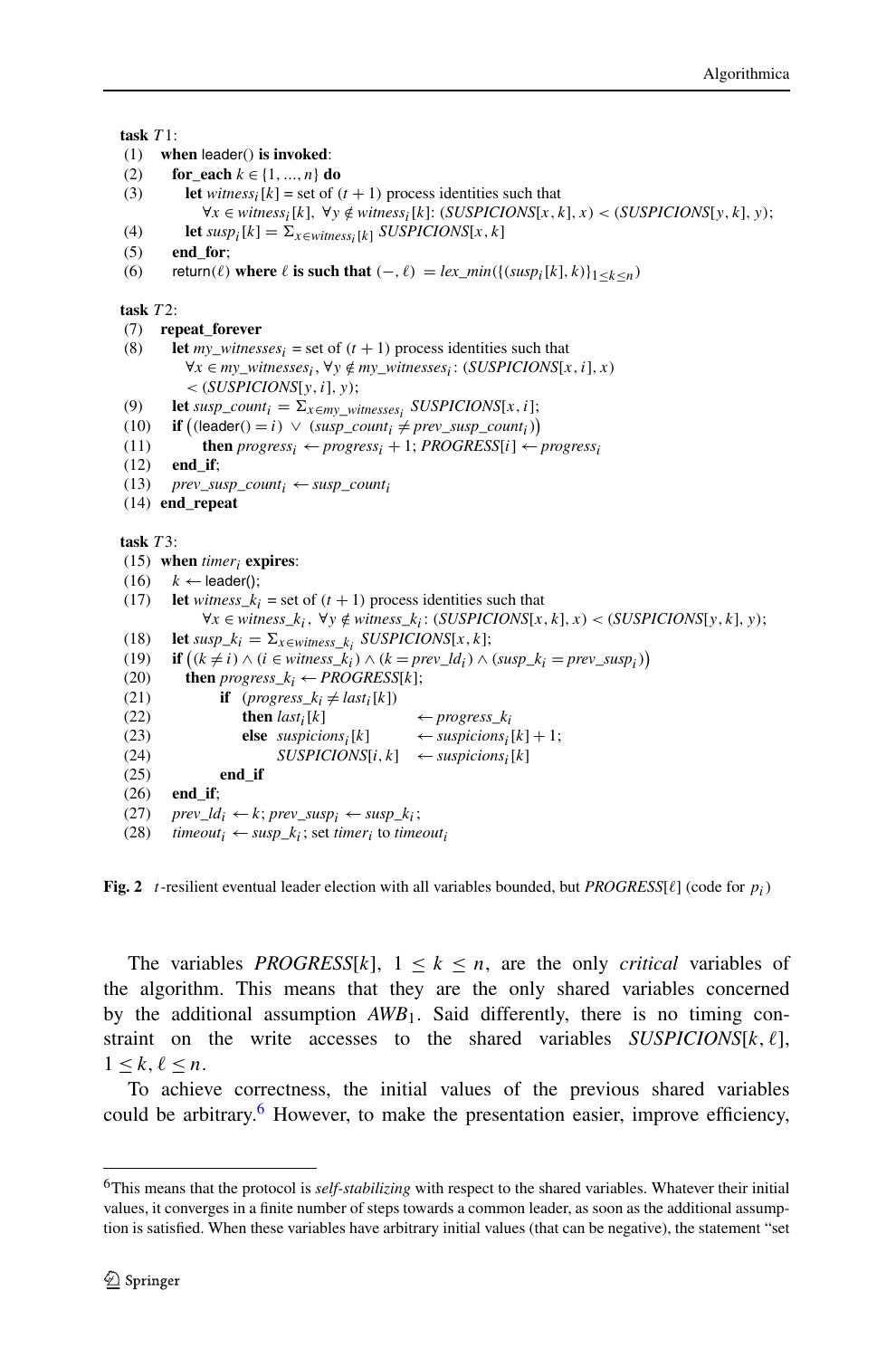```
task T1:
(1)  when leader() is invoked:
(2)    for_each k ∈ {1, ..., n} do
(3)      let witness_i[k] = set of (t + 1) process identities such that
             ∀x ∈ witness_i[k], ∀y ∉ witness_i[k]: (SUSPICIONS[x, k], x) < (SUSPICIONS[y, k], y);
(4)      let susp_i[k] = Σ_{x∈witness_i[k]} SUSPICIONS[x, k]
(5)    end_for;
(6)    return(ℓ) where ℓ is such that (−, ℓ) = lex_min({(susp_i[k], k)}_{1≤k≤n})

task T2:
(7)  repeat_forever
(8)    let my_witnesses_i = set of (t + 1) process identities such that
           ∀x ∈ my_witnesses_i, ∀y ∉ my_witnesses_i: (SUSPICIONS[x, i], x)
           < (SUSPICIONS[y, i], y);
(9)    let susp_count_i = Σ_{x∈my_witnesses_i} SUSPICIONS[x, i];
(10)   if ((leader() = i) ∨ (susp_count_i ≠ prev_susp_count_i))
(11)       then progress_i ← progress_i + 1; PROGRESS[i] ← progress_i
(12)   end_if;
(13)   prev_susp_count_i ← susp_count_i
(14) end_repeat

task T3:
(15) when timer_i expires:
(16)   k ← leader();
(17)   let witness_k_i = set of (t + 1) process identities such that
           ∀x ∈ witness_k_i, ∀y ∉ witness_k_i: (SUSPICIONS[x, k], x) < (SUSPICIONS[y, k], y);
(18)   let susp_k_i = Σ_{x∈witness_k_i} SUSPICIONS[x, k];
(19)   if ((k ≠ i) ∧ (i ∈ witness_k_i) ∧ (k = prev_ld_i) ∧ (susp_k_i = prev_susp_i))
(20)     then progress_k_i ← PROGRESS[k];
(21)          if  (progress_k_i ≠ last_i[k])
(22)              then last_i[k]          ← progress_k_i
(23)              else suspicions_i[k]    ← suspicions_i[k] + 1;
(24)                   SUSPICIONS[i, k]   ← suspicions_i[k]
(25)          end_if
(26)   end_if;
(27)   prev_ld_i ← k; prev_susp_i ← susp_k_i;
(28)   timeout_i ← susp_k_i; set timer_i to timeout_i
```

**Fig. 2** $t$-resilient eventual leader election with all variables bounded, but $PROGRESS[\ell]$ (code for $p_i$)

The variables $PROGRESS[k]$, $1 \le k \le n$, are the only *critical* variables of the algorithm. This means that they are the only shared variables concerned by the additional assumption $AWB_1$. Said differently, there is no timing constraint on the write accesses to the shared variables $SUSPICIONS[k, \ell]$, $1 \le k, \ell \le n$.

To achieve correctness, the initial values of the previous shared variables could be arbitrary.[6] However, to make the presentation easier, improve efficiency,

---

[6] This means that the protocol is *self-stabilizing* with respect to the shared variables. Whatever their initial values, it converges in a finite number of steps towards a common leader, as soon as the additional assumption is satisfied. When these variables have arbitrary initial values (that can be negative), the statement "set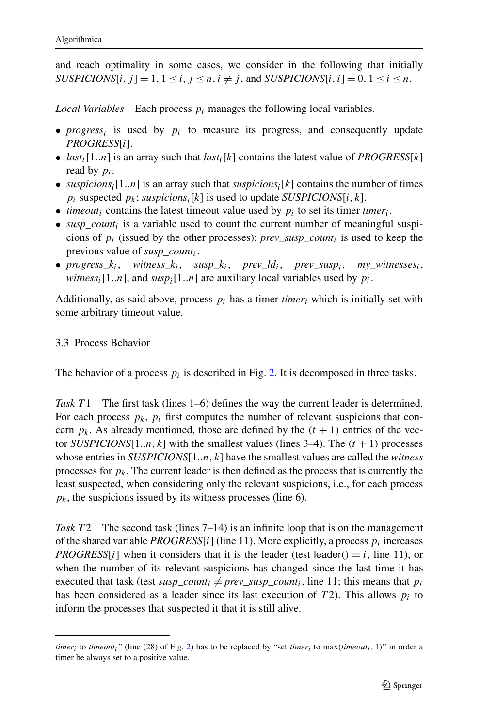and reach optimality in some cases, we consider in the following that initially $SUSPICIONS[i, j] = 1$, $1 \le i, j \le n, i \ne j$, and $SUSPICIONS[i, i] = 0$, $1 \le i \le n$.

*Local Variables* Each process $p_i$ manages the following local variables.

- $progress_i$ is used by $p_i$ to measure its progress, and consequently update $PROGRESS[i]$.
- $last_i[1..n]$ is an array such that $last_i[k]$ contains the latest value of $PROGRESS[k]$ read by $p_i$.
- $suspicions_i[1..n]$ is an array such that $suspicions_i[k]$ contains the number of times $p_i$ suspected $p_k$; $suspicions_i[k]$ is used to update $SUSPICIONS[i, k]$.
- $timeout_i$ contains the latest timeout value used by $p_i$ to set its timer $timer_i$.
- $susp\_count_i$ is a variable used to count the current number of meaningful suspicions of $p_i$ (issued by the other processes); $prev\_susp\_count_i$ is used to keep the previous value of $susp\_count_i$.
- $progress\_k_i$, $witness\_k_i$, $susp\_k_i$, $prev\_ld_i$, $prev\_susp_i$, $my\_witnesses_i$, $witness_i[1..n]$, and $susp_i[1..n]$ are auxiliary local variables used by $p_i$.

Additionally, as said above, process $p_i$ has a timer $timer_i$ which is initially set with some arbitrary timeout value.

### 3.3 Process Behavior

The behavior of a process $p_i$ is described in Fig. 2. It is decomposed in three tasks.

*Task $T1$* The first task (lines 1–6) defines the way the current leader is determined. For each process $p_k$, $p_i$ first computes the number of relevant suspicions that concern $p_k$. As already mentioned, those are defined by the $(t + 1)$ entries of the vector $SUSPICIONS[1..n, k]$ with the smallest values (lines 3–4). The $(t + 1)$ processes whose entries in $SUSPICIONS[1..n, k]$ have the smallest values are called the *witness* processes for $p_k$. The current leader is then defined as the process that is currently the least suspected, when considering only the relevant suspicions, i.e., for each process $p_k$, the suspicions issued by its witness processes (line 6).

*Task $T2$* The second task (lines 7–14) is an infinite loop that is on the management of the shared variable $PROGRESS[i]$ (line 11). More explicitly, a process $p_i$ increases $PROGRESS[i]$ when it considers that it is the leader (test $\mathsf{leader}() = i$, line 11), or when the number of its relevant suspicions has changed since the last time it has executed that task (test $susp\_count_i \ne prev\_susp\_count_i$, line 11; this means that $p_i$ has been considered as a leader since its last execution of $T2$). This allows $p_i$ to inform the processes that suspected it that it is still alive.

---

$timer_i$ to $timeout_i$" (line (28) of Fig. 2) has to be replaced by "set $timer_i$ to $\max(timeout_i, 1)$" in order a timer be always set to a positive value.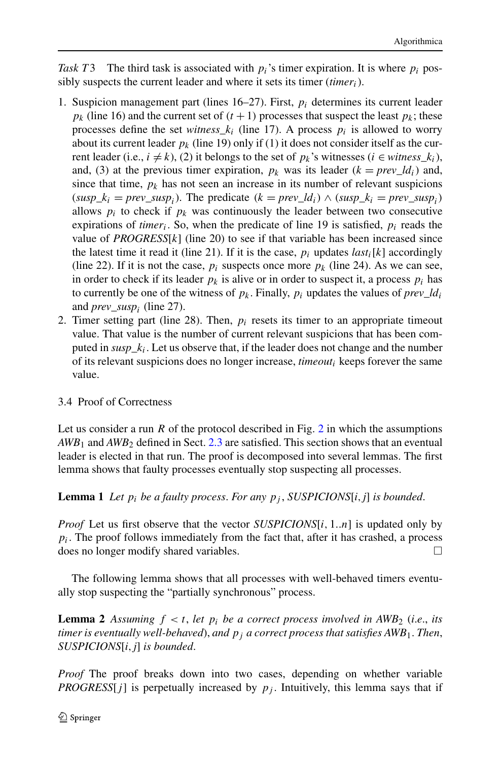*Task T3* The third task is associated with $p_i$'s timer expiration. It is where $p_i$ possibly suspects the current leader and where it sets its timer ($timer_i$).

1. Suspicion management part (lines 16–27). First, $p_i$ determines its current leader $p_k$ (line 16) and the current set of $(t+1)$ processes that suspect the least $p_k$; these processes define the set $witness\_k_i$ (line 17). A process $p_i$ is allowed to worry about its current leader $p_k$ (line 19) only if (1) it does not consider itself as the current leader (i.e., $i \neq k$), (2) it belongs to the set of $p_k$'s witnesses ($i \in witness\_k_i$), and, (3) at the previous timer expiration, $p_k$ was its leader ($k = prev\_ld_i$) and, since that time, $p_k$ has not seen an increase in its number of relevant suspicions ($susp\_k_i = prev\_susp_i$). The predicate $(k = prev\_ld_i) \wedge (susp\_k_i = prev\_susp_i)$ allows $p_i$ to check if $p_k$ was continuously the leader between two consecutive expirations of $timer_i$. So, when the predicate of line 19 is satisfied, $p_i$ reads the value of *PROGRESS*$[k]$ (line 20) to see if that variable has been increased since the latest time it read it (line 21). If it is the case, $p_i$ updates $last_i[k]$ accordingly (line 22). If it is not the case, $p_i$ suspects once more $p_k$ (line 24). As we can see, in order to check if its leader $p_k$ is alive or in order to suspect it, a process $p_i$ has to currently be one of the witness of $p_k$. Finally, $p_i$ updates the values of $prev\_ld_i$ and $prev\_susp_i$ (line 27).
2. Timer setting part (line 28). Then, $p_i$ resets its timer to an appropriate timeout value. That value is the number of current relevant suspicions that has been computed in $susp\_k_i$. Let us observe that, if the leader does not change and the number of its relevant suspicions does no longer increase, $timeout_i$ keeps forever the same value.

### 3.4 Proof of Correctness

Let us consider a run $R$ of the protocol described in Fig. 2 in which the assumptions $AWB_1$ and $AWB_2$ defined in Sect. 2.3 are satisfied. This section shows that an eventual leader is elected in that run. The proof is decomposed into several lemmas. The first lemma shows that faulty processes eventually stop suspecting all processes.

**Lemma 1** *Let $p_i$ be a faulty process. For any $p_j$, SUSPICIONS$[i,j]$ is bounded.*

*Proof* Let us first observe that the vector *SUSPICIONS*$[i, 1..n]$ is updated only by $p_i$. The proof follows immediately from the fact that, after it has crashed, a process does no longer modify shared variables. □

The following lemma shows that all processes with well-behaved timers eventually stop suspecting the "partially synchronous" process.

**Lemma 2** *Assuming $f < t$, let $p_i$ be a correct process involved in $AWB_2$ (i.e., its timer is eventually well-behaved), and $p_j$ a correct process that satisfies $AWB_1$. Then, SUSPICIONS$[i,j]$ is bounded.*

*Proof* The proof breaks down into two cases, depending on whether variable *PROGRESS*$[j]$ is perpetually increased by $p_j$. Intuitively, this lemma says that if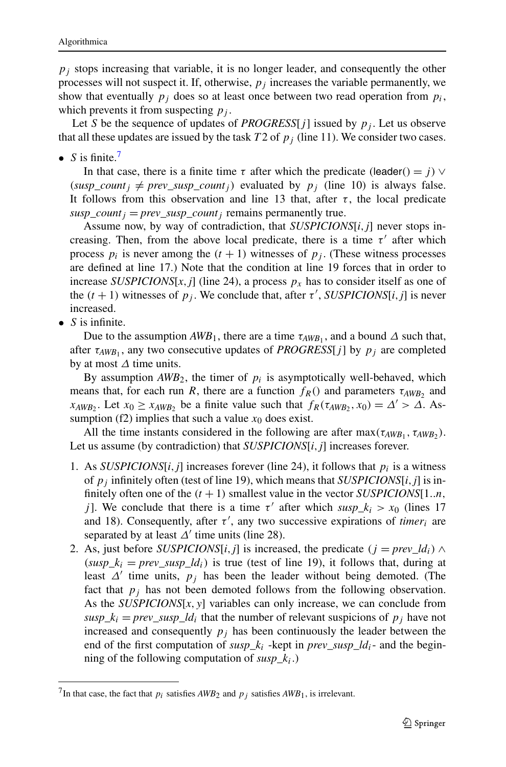$p_j$ stops increasing that variable, it is no longer leader, and consequently the other processes will not suspect it. If, otherwise, $p_j$ increases the variable permanently, we show that eventually $p_j$ does so at least once between two read operation from $p_i$, which prevents it from suspecting $p_j$.

Let $S$ be the sequence of updates of *PROGRESS*$[j]$ issued by $p_j$. Let us observe that all these updates are issued by the task $T2$ of $p_j$ (line 11). We consider two cases.

- $S$ is finite.[7]

  In that case, there is a finite time $\tau$ after which the predicate $(\mathsf{leader}() = j) \vee (susp\_count_j \neq prev\_susp\_count_j)$ evaluated by $p_j$ (line 10) is always false. It follows from this observation and line 13 that, after $\tau$, the local predicate $susp\_count_j = prev\_susp\_count_j$ remains permanently true.

  Assume now, by way of contradiction, that *SUSPICIONS*$[i, j]$ never stops increasing. Then, from the above local predicate, there is a time $\tau'$ after which process $p_i$ is never among the $(t + 1)$ witnesses of $p_j$. (These witness processes are defined at line 17.) Note that the condition at line 19 forces that in order to increase *SUSPICIONS*$[x, j]$ (line 24), a process $p_x$ has to consider itself as one of the $(t + 1)$ witnesses of $p_j$. We conclude that, after $\tau'$, *SUSPICIONS*$[i, j]$ is never increased.

- $S$ is infinite.

  Due to the assumption $AWB_1$, there are a time $\tau_{AWB_1}$, and a bound $\Delta$ such that, after $\tau_{AWB_1}$, any two consecutive updates of *PROGRESS*$[j]$ by $p_j$ are completed by at most $\Delta$ time units.

  By assumption $AWB_2$, the timer of $p_i$ is asymptotically well-behaved, which means that, for each run $R$, there are a function $f_R()$ and parameters $\tau_{AWB_2}$ and $x_{AWB_2}$. Let $x_0 \geq x_{AWB_2}$ be a finite value such that $f_R(\tau_{AWB_2}, x_0) = \Delta' > \Delta$. Assumption (f2) implies that such a value $x_0$ does exist.

  All the time instants considered in the following are after $\max(\tau_{AWB_1}, \tau_{AWB_2})$. Let us assume (by contradiction) that *SUSPICIONS*$[i, j]$ increases forever.

  1. As *SUSPICIONS*$[i, j]$ increases forever (line 24), it follows that $p_i$ is a witness of $p_j$ infinitely often (test of line 19), which means that *SUSPICIONS*$[i, j]$ is infinitely often one of the $(t + 1)$ smallest value in the vector *SUSPICIONS*$[1..n, j]$. We conclude that there is a time $\tau'$ after which $susp\_k_i > x_0$ (lines 17 and 18). Consequently, after $\tau'$, any two successive expirations of $timer_i$ are separated by at least $\Delta'$ time units (line 28).
  2. As, just before *SUSPICIONS*$[i, j]$ is increased, the predicate $(j = prev\_ld_i) \wedge (susp\_k_i = prev\_susp\_ld_i)$ is true (test of line 19), it follows that, during at least $\Delta'$ time units, $p_j$ has been the leader without being demoted. (The fact that $p_j$ has not been demoted follows from the following observation. As the *SUSPICIONS*$[x, y]$ variables can only increase, we can conclude from $susp\_k_i = prev\_susp\_ld_i$ that the number of relevant suspicions of $p_j$ have not increased and consequently $p_j$ has been continuously the leader between the end of the first computation of $susp\_k_i$ -kept in $prev\_susp\_ld_i$- and the beginning of the following computation of $susp\_k_i$.)

[7] In that case, the fact that $p_i$ satisfies $AWB_2$ and $p_j$ satisfies $AWB_1$, is irrelevant.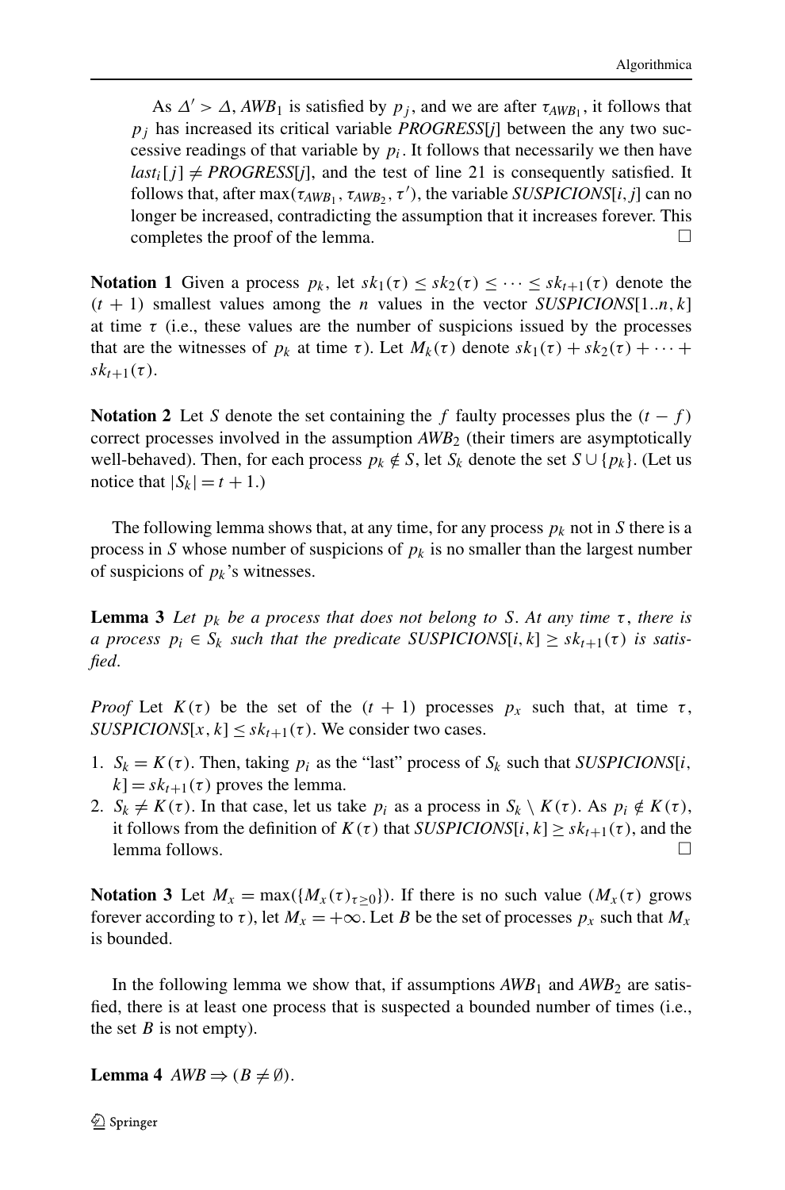As $\Delta' > \Delta$, $AWB_1$ is satisfied by $p_j$, and we are after $\tau_{AWB_1}$, it follows that $p_j$ has increased its critical variable *PROGRESS*[*j*] between the any two successive readings of that variable by $p_i$. It follows that necessarily we then have $last_i[j] \neq$ *PROGRESS*[*j*], and the test of line 21 is consequently satisfied. It follows that, after $\max(\tau_{AWB_1}, \tau_{AWB_2}, \tau')$, the variable *SUSPICIONS*[*i*, *j*] can no longer be increased, contradicting the assumption that it increases forever. This completes the proof of the lemma. □

**Notation 1** Given a process $p_k$, let $sk_1(\tau) \leq sk_2(\tau) \leq \cdots \leq sk_{t+1}(\tau)$ denote the $(t+1)$ smallest values among the $n$ values in the vector *SUSPICIONS*[1..*n*, *k*] at time $\tau$ (i.e., these values are the number of suspicions issued by the processes that are the witnesses of $p_k$ at time $\tau$). Let $M_k(\tau)$ denote $sk_1(\tau) + sk_2(\tau) + \cdots + sk_{t+1}(\tau)$.

**Notation 2** Let *S* denote the set containing the $f$ faulty processes plus the $(t-f)$ correct processes involved in the assumption $AWB_2$ (their timers are asymptotically well-behaved). Then, for each process $p_k \notin S$, let $S_k$ denote the set $S \cup \{p_k\}$. (Let us notice that $|S_k| = t+1$.)

The following lemma shows that, at any time, for any process $p_k$ not in *S* there is a process in *S* whose number of suspicions of $p_k$ is no smaller than the largest number of suspicions of $p_k$'s witnesses.

**Lemma 3** *Let $p_k$ be a process that does not belong to S. At any time $\tau$, there is a process $p_i \in S_k$ such that the predicate SUSPICIONS[i, k] $\geq sk_{t+1}(\tau)$ is satisfied.*

*Proof* Let $K(\tau)$ be the set of the $(t+1)$ processes $p_x$ such that, at time $\tau$, *SUSPICIONS*[*x*, *k*] $\leq sk_{t+1}(\tau)$. We consider two cases.

1. $S_k = K(\tau)$. Then, taking $p_i$ as the "last" process of $S_k$ such that *SUSPICIONS*[*i*, *k*] $= sk_{t+1}(\tau)$ proves the lemma.
2. $S_k \neq K(\tau)$. In that case, let us take $p_i$ as a process in $S_k \setminus K(\tau)$. As $p_i \notin K(\tau)$, it follows from the definition of $K(\tau)$ that *SUSPICIONS*[*i*, *k*] $\geq sk_{t+1}(\tau)$, and the lemma follows. □

**Notation 3** Let $M_x = \max(\{M_x(\tau)_{\tau \geq 0}\})$. If there is no such value ($M_x(\tau)$ grows forever according to $\tau$), let $M_x = +\infty$. Let *B* be the set of processes $p_x$ such that $M_x$ is bounded.

In the following lemma we show that, if assumptions $AWB_1$ and $AWB_2$ are satisfied, there is at least one process that is suspected a bounded number of times (i.e., the set *B* is not empty).

**Lemma 4** $AWB \Rightarrow (B \neq \emptyset)$.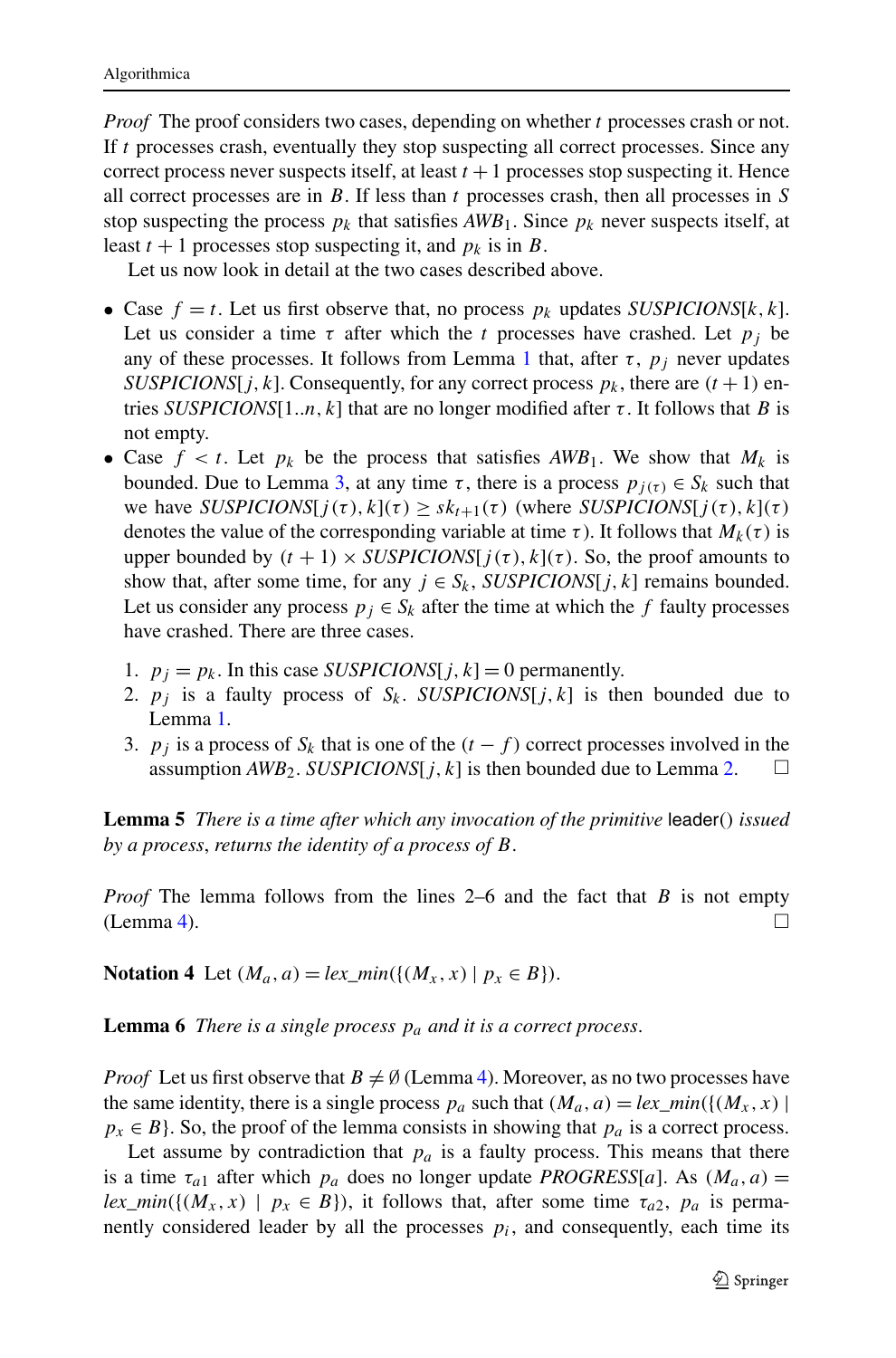*Proof* The proof considers two cases, depending on whether $t$ processes crash or not. If $t$ processes crash, eventually they stop suspecting all correct processes. Since any correct process never suspects itself, at least $t+1$ processes stop suspecting it. Hence all correct processes are in $B$. If less than $t$ processes crash, then all processes in $S$ stop suspecting the process $p_k$ that satisfies $AWB_1$. Since $p_k$ never suspects itself, at least $t+1$ processes stop suspecting it, and $p_k$ is in $B$.

Let us now look in detail at the two cases described above.

- Case $f = t$. Let us first observe that, no process $p_k$ updates $SUSPICIONS[k,k]$. Let us consider a time $\tau$ after which the $t$ processes have crashed. Let $p_j$ be any of these processes. It follows from Lemma 1 that, after $\tau$, $p_j$ never updates $SUSPICIONS[j,k]$. Consequently, for any correct process $p_k$, there are $(t+1)$ entries $SUSPICIONS[1..n,k]$ that are no longer modified after $\tau$. It follows that $B$ is not empty.
- Case $f < t$. Let $p_k$ be the process that satisfies $AWB_1$. We show that $M_k$ is bounded. Due to Lemma 3, at any time $\tau$, there is a process $p_{j(\tau)} \in S_k$ such that we have $SUSPICIONS[j(\tau),k](\tau) \geq sk_{t+1}(\tau)$ (where $SUSPICIONS[j(\tau),k](\tau)$ denotes the value of the corresponding variable at time $\tau$). It follows that $M_k(\tau)$ is upper bounded by $(t+1) \times SUSPICIONS[j(\tau),k](\tau)$. So, the proof amounts to show that, after some time, for any $j \in S_k$, $SUSPICIONS[j,k]$ remains bounded. Let us consider any process $p_j \in S_k$ after the time at which the $f$ faulty processes have crashed. There are three cases.

  1. $p_j = p_k$. In this case $SUSPICIONS[j,k] = 0$ permanently.
  2. $p_j$ is a faulty process of $S_k$. $SUSPICIONS[j,k]$ is then bounded due to Lemma 1.
  3. $p_j$ is a process of $S_k$ that is one of the $(t-f)$ correct processes involved in the assumption $AWB_2$. $SUSPICIONS[j,k]$ is then bounded due to Lemma 2. □

**Lemma 5** *There is a time after which any invocation of the primitive* leader() *issued by a process, returns the identity of a process of $B$.*

*Proof* The lemma follows from the lines 2–6 and the fact that $B$ is not empty (Lemma 4). □

**Notation 4** Let $(M_a, a) = lex\_min(\{(M_x, x) \mid p_x \in B\})$.

**Lemma 6** *There is a single process $p_a$ and it is a correct process.*

*Proof* Let us first observe that $B \neq \emptyset$ (Lemma 4). Moreover, as no two processes have the same identity, there is a single process $p_a$ such that $(M_a, a) = lex\_min(\{(M_x, x) \mid p_x \in B\}$. So, the proof of the lemma consists in showing that $p_a$ is a correct process.

Let assume by contradiction that $p_a$ is a faulty process. This means that there is a time $\tau_{a1}$ after which $p_a$ does no longer update $PROGRESS[a]$. As $(M_a, a) = lex\_min(\{(M_x, x) \mid p_x \in B\})$, it follows that, after some time $\tau_{a2}$, $p_a$ is permanently considered leader by all the processes $p_i$, and consequently, each time its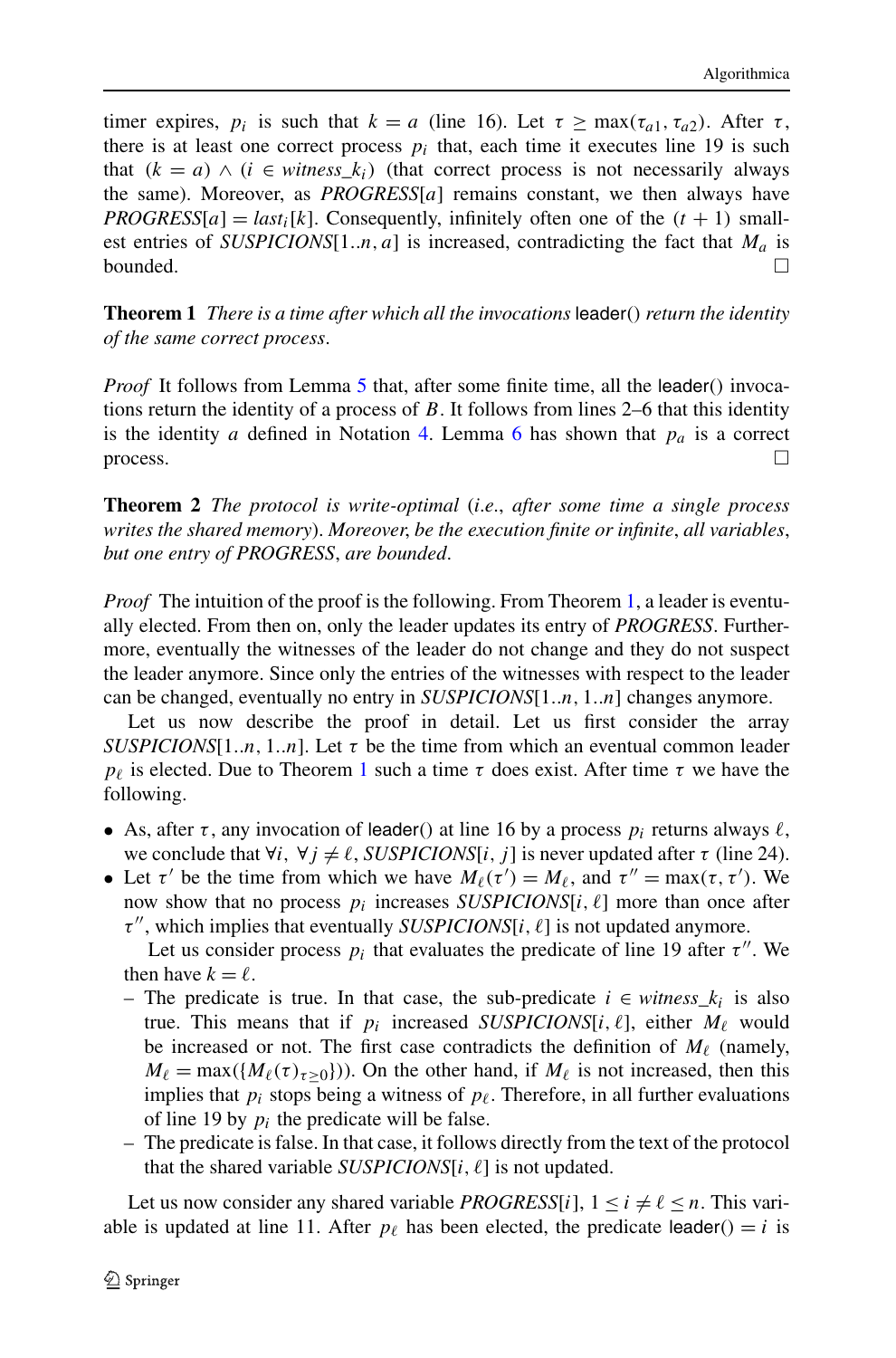timer expires, $p_i$ is such that $k = a$ (line 16). Let $\tau \geq \max(\tau_{a1}, \tau_{a2})$. After $\tau$, there is at least one correct process $p_i$ that, each time it executes line 19 is such that $(k = a) \wedge (i \in witness\_k_i)$ (that correct process is not necessarily always the same). Moreover, as *PROGRESS*$[a]$ remains constant, we then always have *PROGRESS*$[a] = last_i[k]$. Consequently, infinitely often one of the $(t+1)$ smallest entries of *SUSPICIONS*$[1..n, a]$ is increased, contradicting the fact that $M_a$ is bounded. □

**Theorem 1** *There is a time after which all the invocations* leader() *return the identity of the same correct process.*

*Proof* It follows from Lemma 5 that, after some finite time, all the leader() invocations return the identity of a process of $B$. It follows from lines 2–6 that this identity is the identity $a$ defined in Notation 4. Lemma 6 has shown that $p_a$ is a correct process. □

**Theorem 2** *The protocol is write-optimal* (*i.e.*, *after some time a single process writes the shared memory*). *Moreover, be the execution finite or infinite, all variables, but one entry of PROGRESS, are bounded.*

*Proof* The intuition of the proof is the following. From Theorem 1, a leader is eventually elected. From then on, only the leader updates its entry of *PROGRESS*. Furthermore, eventually the witnesses of the leader do not change and they do not suspect the leader anymore. Since only the entries of the witnesses with respect to the leader can be changed, eventually no entry in *SUSPICIONS*$[1..n, 1..n]$ changes anymore.

Let us now describe the proof in detail. Let us first consider the array *SUSPICIONS*$[1..n, 1..n]$. Let $\tau$ be the time from which an eventual common leader $p_\ell$ is elected. Due to Theorem 1 such a time $\tau$ does exist. After time $\tau$ we have the following.

- As, after $\tau$, any invocation of leader() at line 16 by a process $p_i$ returns always $\ell$, we conclude that $\forall i,\ \forall j \neq \ell$, *SUSPICIONS*$[i, j]$ is never updated after $\tau$ (line 24).
- Let $\tau'$ be the time from which we have $M_\ell(\tau') = M_\ell$, and $\tau'' = \max(\tau, \tau')$. We now show that no process $p_i$ increases *SUSPICIONS*$[i, \ell]$ more than once after $\tau''$, which implies that eventually *SUSPICIONS*$[i, \ell]$ is not updated anymore.

  Let us consider process $p_i$ that evaluates the predicate of line 19 after $\tau''$. We then have $k = \ell$.
  - The predicate is true. In that case, the sub-predicate $i \in witness\_k_i$ is also true. This means that if $p_i$ increased *SUSPICIONS*$[i, \ell]$, either $M_\ell$ would be increased or not. The first case contradicts the definition of $M_\ell$ (namely, $M_\ell = \max(\{M_\ell(\tau)_{\tau \geq 0}\})$). On the other hand, if $M_\ell$ is not increased, then this implies that $p_i$ stops being a witness of $p_\ell$. Therefore, in all further evaluations of line 19 by $p_i$ the predicate will be false.
  - The predicate is false. In that case, it follows directly from the text of the protocol that the shared variable *SUSPICIONS*$[i, \ell]$ is not updated.

Let us now consider any shared variable *PROGRESS*$[i]$, $1 \leq i \neq \ell \leq n$. This variable is updated at line 11. After $p_\ell$ has been elected, the predicate leader() $= i$ is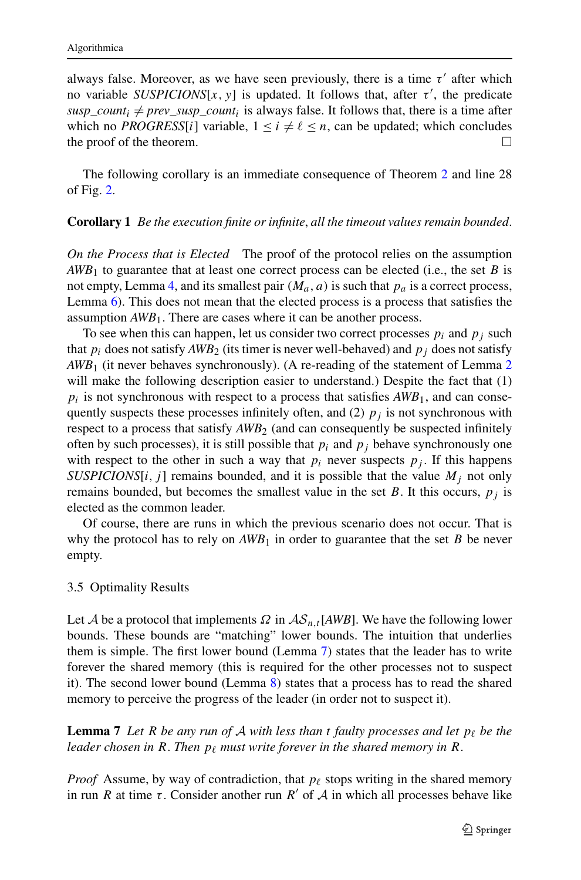always false. Moreover, as we have seen previously, there is a time $\tau'$ after which no variable $SUSPICIONS[x, y]$ is updated. It follows that, after $\tau'$, the predicate $susp\_count_i \neq prev\_susp\_count_i$ is always false. It follows that, there is a time after which no $PROGRESS[i]$ variable, $1 \leq i \neq \ell \leq n$, can be updated; which concludes the proof of the theorem. □

The following corollary is an immediate consequence of Theorem 2 and line 28 of Fig. 2.

**Corollary 1** *Be the execution finite or infinite, all the timeout values remain bounded.*

*On the Process that is Elected* The proof of the protocol relies on the assumption $AWB_1$ to guarantee that at least one correct process can be elected (i.e., the set $B$ is not empty, Lemma 4, and its smallest pair $(M_a, a)$ is such that $p_a$ is a correct process, Lemma 6). This does not mean that the elected process is a process that satisfies the assumption $AWB_1$. There are cases where it can be another process.

To see when this can happen, let us consider two correct processes $p_i$ and $p_j$ such that $p_i$ does not satisfy $AWB_2$ (its timer is never well-behaved) and $p_j$ does not satisfy $AWB_1$ (it never behaves synchronously). (A re-reading of the statement of Lemma 2 will make the following description easier to understand.) Despite the fact that (1) $p_i$ is not synchronous with respect to a process that satisfies $AWB_1$, and can consequently suspects these processes infinitely often, and (2) $p_j$ is not synchronous with respect to a process that satisfy $AWB_2$ (and can consequently be suspected infinitely often by such processes), it is still possible that $p_i$ and $p_j$ behave synchronously one with respect to the other in such a way that $p_i$ never suspects $p_j$. If this happens $SUSPICIONS[i, j]$ remains bounded, and it is possible that the value $M_j$ not only remains bounded, but becomes the smallest value in the set $B$. It this occurs, $p_j$ is elected as the common leader.

Of course, there are runs in which the previous scenario does not occur. That is why the protocol has to rely on $AWB_1$ in order to guarantee that the set $B$ be never empty.

### 3.5 Optimality Results

Let $\mathcal{A}$ be a protocol that implements $\Omega$ in $\mathcal{AS}_{n,t}[AWB]$. We have the following lower bounds. These bounds are "matching" lower bounds. The intuition that underlies them is simple. The first lower bound (Lemma 7) states that the leader has to write forever the shared memory (this is required for the other processes not to suspect it). The second lower bound (Lemma 8) states that a process has to read the shared memory to perceive the progress of the leader (in order not to suspect it).

**Lemma 7** *Let $R$ be any run of $\mathcal{A}$ with less than $t$ faulty processes and let $p_\ell$ be the leader chosen in $R$. Then $p_\ell$ must write forever in the shared memory in $R$.*

*Proof* Assume, by way of contradiction, that $p_\ell$ stops writing in the shared memory in run $R$ at time $\tau$. Consider another run $R'$ of $\mathcal{A}$ in which all processes behave like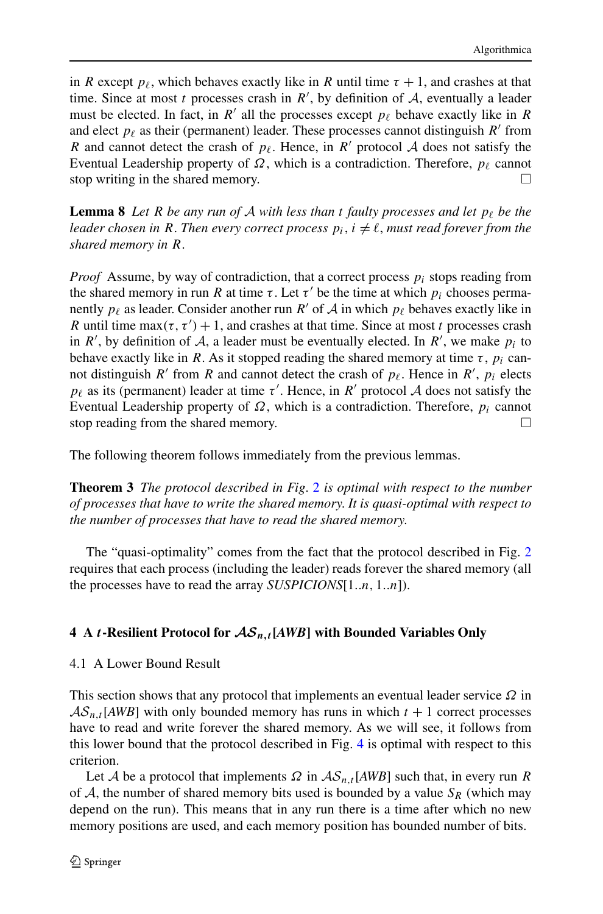in $R$ except $p_\ell$, which behaves exactly like in $R$ until time $\tau + 1$, and crashes at that time. Since at most $t$ processes crash in $R'$, by definition of $\mathcal{A}$, eventually a leader must be elected. In fact, in $R'$ all the processes except $p_\ell$ behave exactly like in $R$ and elect $p_\ell$ as their (permanent) leader. These processes cannot distinguish $R'$ from $R$ and cannot detect the crash of $p_\ell$. Hence, in $R'$ protocol $\mathcal{A}$ does not satisfy the Eventual Leadership property of $\Omega$, which is a contradiction. Therefore, $p_\ell$ cannot stop writing in the shared memory. □

**Lemma 8** *Let $R$ be any run of $\mathcal{A}$ with less than $t$ faulty processes and let $p_\ell$ be the leader chosen in $R$. Then every correct process $p_i$, $i \neq \ell$, must read forever from the shared memory in $R$.*

*Proof* Assume, by way of contradiction, that a correct process $p_i$ stops reading from the shared memory in run $R$ at time $\tau$. Let $\tau'$ be the time at which $p_i$ chooses permanently $p_\ell$ as leader. Consider another run $R'$ of $\mathcal{A}$ in which $p_\ell$ behaves exactly like in $R$ until time $\max(\tau, \tau') + 1$, and crashes at that time. Since at most $t$ processes crash in $R'$, by definition of $\mathcal{A}$, a leader must be eventually elected. In $R'$, we make $p_i$ to behave exactly like in $R$. As it stopped reading the shared memory at time $\tau$, $p_i$ cannot distinguish $R'$ from $R$ and cannot detect the crash of $p_\ell$. Hence in $R'$, $p_i$ elects $p_\ell$ as its (permanent) leader at time $\tau'$. Hence, in $R'$ protocol $\mathcal{A}$ does not satisfy the Eventual Leadership property of $\Omega$, which is a contradiction. Therefore, $p_i$ cannot stop reading from the shared memory. □

The following theorem follows immediately from the previous lemmas.

**Theorem 3** *The protocol described in Fig. 2 is optimal with respect to the number of processes that have to write the shared memory. It is quasi-optimal with respect to the number of processes that have to read the shared memory.*

The "quasi-optimality" comes from the fact that the protocol described in Fig. 2 requires that each process (including the leader) reads forever the shared memory (all the processes have to read the array *SUSPICIONS*$[1..n, 1..n]$).

## 4 A $t$-Resilient Protocol for $\mathcal{AS}_{n,t}[AWB]$ with Bounded Variables Only

### 4.1 A Lower Bound Result

This section shows that any protocol that implements an eventual leader service $\Omega$ in $\mathcal{AS}_{n,t}[AWB]$ with only bounded memory has runs in which $t + 1$ correct processes have to read and write forever the shared memory. As we will see, it follows from this lower bound that the protocol described in Fig. 4 is optimal with respect to this criterion.

Let $\mathcal{A}$ be a protocol that implements $\Omega$ in $\mathcal{AS}_{n,t}[AWB]$ such that, in every run $R$ of $\mathcal{A}$, the number of shared memory bits used is bounded by a value $S_R$ (which may depend on the run). This means that in any run there is a time after which no new memory positions are used, and each memory position has bounded number of bits.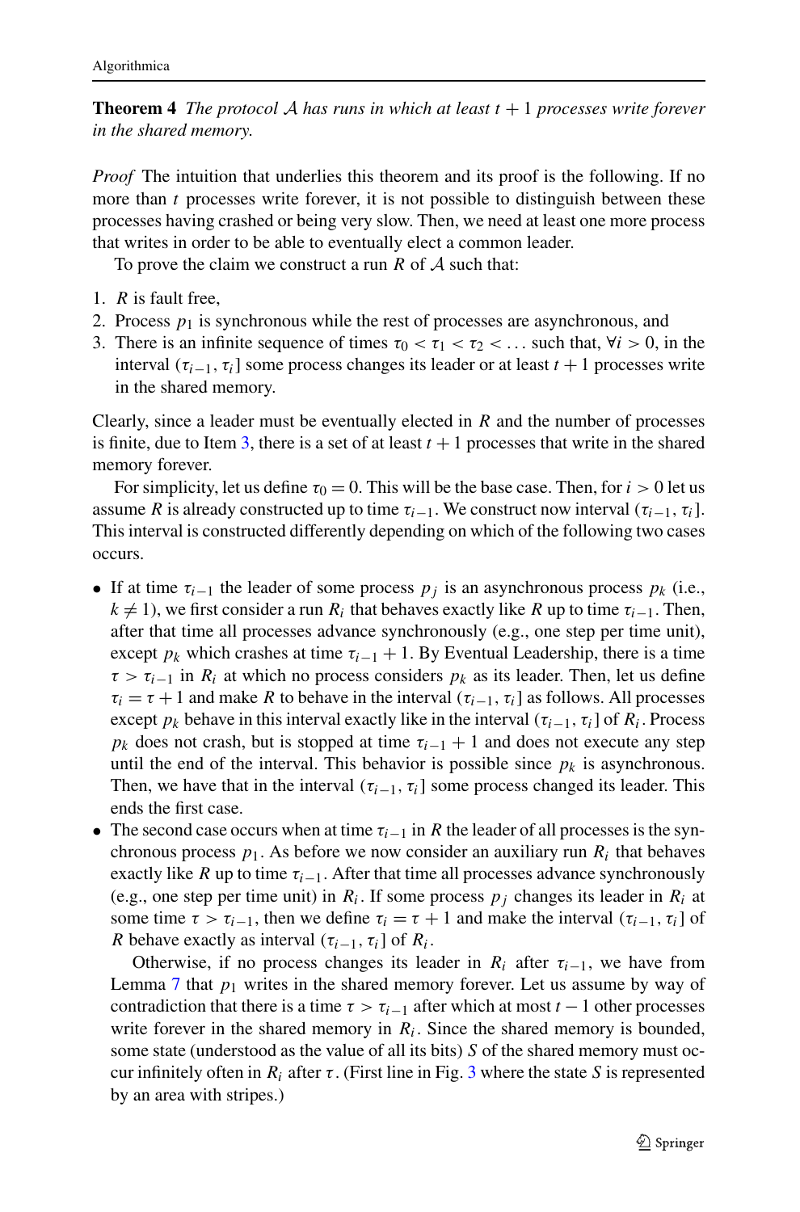**Theorem 4** *The protocol $\mathcal{A}$ has runs in which at least $t+1$ processes write forever in the shared memory.*

*Proof* The intuition that underlies this theorem and its proof is the following. If no more than $t$ processes write forever, it is not possible to distinguish between these processes having crashed or being very slow. Then, we need at least one more process that writes in order to be able to eventually elect a common leader.

To prove the claim we construct a run $R$ of $\mathcal{A}$ such that:

1. $R$ is fault free,
2. Process $p_1$ is synchronous while the rest of processes are asynchronous, and
3. There is an infinite sequence of times $\tau_0 < \tau_1 < \tau_2 < \ldots$ such that, $\forall i > 0$, in the interval $(\tau_{i-1}, \tau_i]$ some process changes its leader or at least $t+1$ processes write in the shared memory.

Clearly, since a leader must be eventually elected in $R$ and the number of processes is finite, due to Item 3, there is a set of at least $t+1$ processes that write in the shared memory forever.

For simplicity, let us define $\tau_0 = 0$. This will be the base case. Then, for $i > 0$ let us assume $R$ is already constructed up to time $\tau_{i-1}$. We construct now interval $(\tau_{i-1}, \tau_i]$. This interval is constructed differently depending on which of the following two cases occurs.

- If at time $\tau_{i-1}$ the leader of some process $p_j$ is an asynchronous process $p_k$ (i.e., $k \neq 1$), we first consider a run $R_i$ that behaves exactly like $R$ up to time $\tau_{i-1}$. Then, after that time all processes advance synchronously (e.g., one step per time unit), except $p_k$ which crashes at time $\tau_{i-1}+1$. By Eventual Leadership, there is a time $\tau > \tau_{i-1}$ in $R_i$ at which no process considers $p_k$ as its leader. Then, let us define $\tau_i = \tau + 1$ and make $R$ to behave in the interval $(\tau_{i-1}, \tau_i]$ as follows. All processes except $p_k$ behave in this interval exactly like in the interval $(\tau_{i-1}, \tau_i]$ of $R_i$. Process $p_k$ does not crash, but is stopped at time $\tau_{i-1}+1$ and does not execute any step until the end of the interval. This behavior is possible since $p_k$ is asynchronous. Then, we have that in the interval $(\tau_{i-1}, \tau_i]$ some process changed its leader. This ends the first case.
- The second case occurs when at time $\tau_{i-1}$ in $R$ the leader of all processes is the synchronous process $p_1$. As before we now consider an auxiliary run $R_i$ that behaves exactly like $R$ up to time $\tau_{i-1}$. After that time all processes advance synchronously (e.g., one step per time unit) in $R_i$. If some process $p_j$ changes its leader in $R_i$ at some time $\tau > \tau_{i-1}$, then we define $\tau_i = \tau + 1$ and make the interval $(\tau_{i-1}, \tau_i]$ of $R$ behave exactly as interval $(\tau_{i-1}, \tau_i]$ of $R_i$.

  Otherwise, if no process changes its leader in $R_i$ after $\tau_{i-1}$, we have from Lemma 7 that $p_1$ writes in the shared memory forever. Let us assume by way of contradiction that there is a time $\tau > \tau_{i-1}$ after which at most $t-1$ other processes write forever in the shared memory in $R_i$. Since the shared memory is bounded, some state (understood as the value of all its bits) $S$ of the shared memory must occur infinitely often in $R_i$ after $\tau$. (First line in Fig. 3 where the state $S$ is represented by an area with stripes.)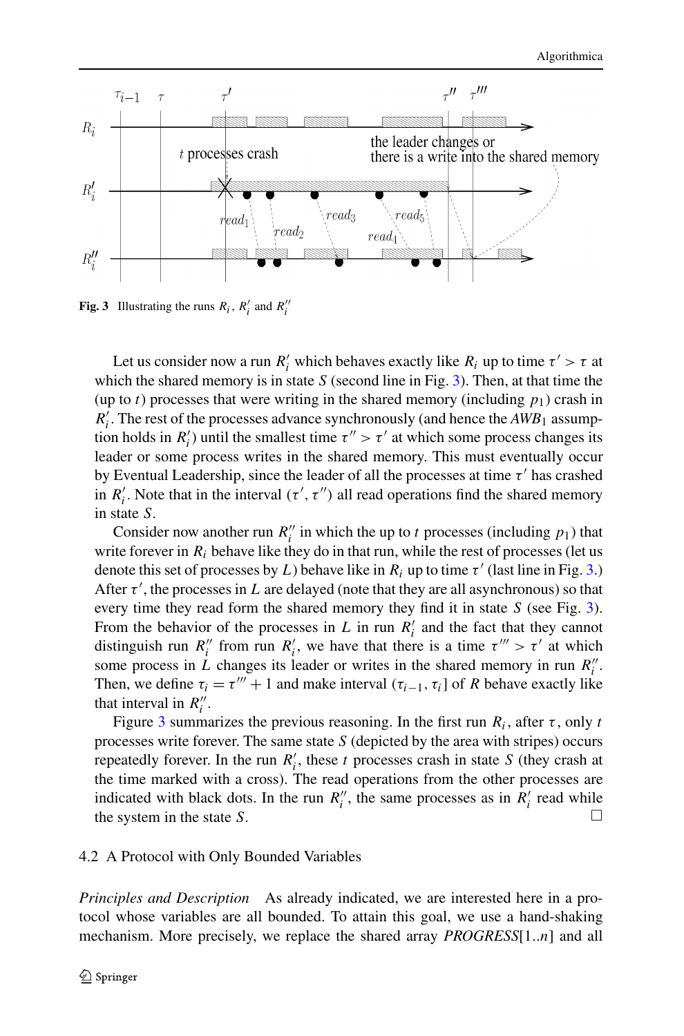**Fig. 3** Illustrating the runs $R_i$, $R'_i$ and $R''_i$

Let us consider now a run $R'_i$ which behaves exactly like $R_i$ up to time $\tau' > \tau$ at which the shared memory is in state $S$ (second line in Fig. 3). Then, at that time the (up to $t$) processes that were writing in the shared memory (including $p_1$) crash in $R'_i$. The rest of the processes advance synchronously (and hence the $AWB_1$ assumption holds in $R'_i$) until the smallest time $\tau'' > \tau'$ at which some process changes its leader or some process writes in the shared memory. This must eventually occur by Eventual Leadership, since the leader of all the processes at time $\tau'$ has crashed in $R'_i$. Note that in the interval $(\tau', \tau'')$ all read operations find the shared memory in state $S$.

Consider now another run $R''_i$ in which the up to $t$ processes (including $p_1$) that write forever in $R_i$ behave like they do in that run, while the rest of processes (let us denote this set of processes by $L$) behave like in $R_i$ up to time $\tau'$ (last line in Fig. 3.) After $\tau'$, the processes in $L$ are delayed (note that they are all asynchronous) so that every time they read form the shared memory they find it in state $S$ (see Fig. 3). From the behavior of the processes in $L$ in run $R'_i$ and the fact that they cannot distinguish run $R''_i$ from run $R'_i$, we have that there is a time $\tau''' > \tau'$ at which some process in $L$ changes its leader or writes in the shared memory in run $R''_i$. Then, we define $\tau_i = \tau''' + 1$ and make interval $(\tau_{i-1}, \tau_i]$ of $R$ behave exactly like that interval in $R''_i$.

Figure 3 summarizes the previous reasoning. In the first run $R_i$, after $\tau$, only $t$ processes write forever. The same state $S$ (depicted by the area with stripes) occurs repeatedly forever. In the run $R'_i$, these $t$ processes crash in state $S$ (they crash at the time marked with a cross). The read operations from the other processes are indicated with black dots. In the run $R''_i$, the same processes as in $R'_i$ read while the system in the state $S$. □

### 4.2 A Protocol with Only Bounded Variables

*Principles and Description* As already indicated, we are interested here in a protocol whose variables are all bounded. To attain this goal, we use a hand-shaking mechanism. More precisely, we replace the shared array *PROGRESS*[1..$n$] and all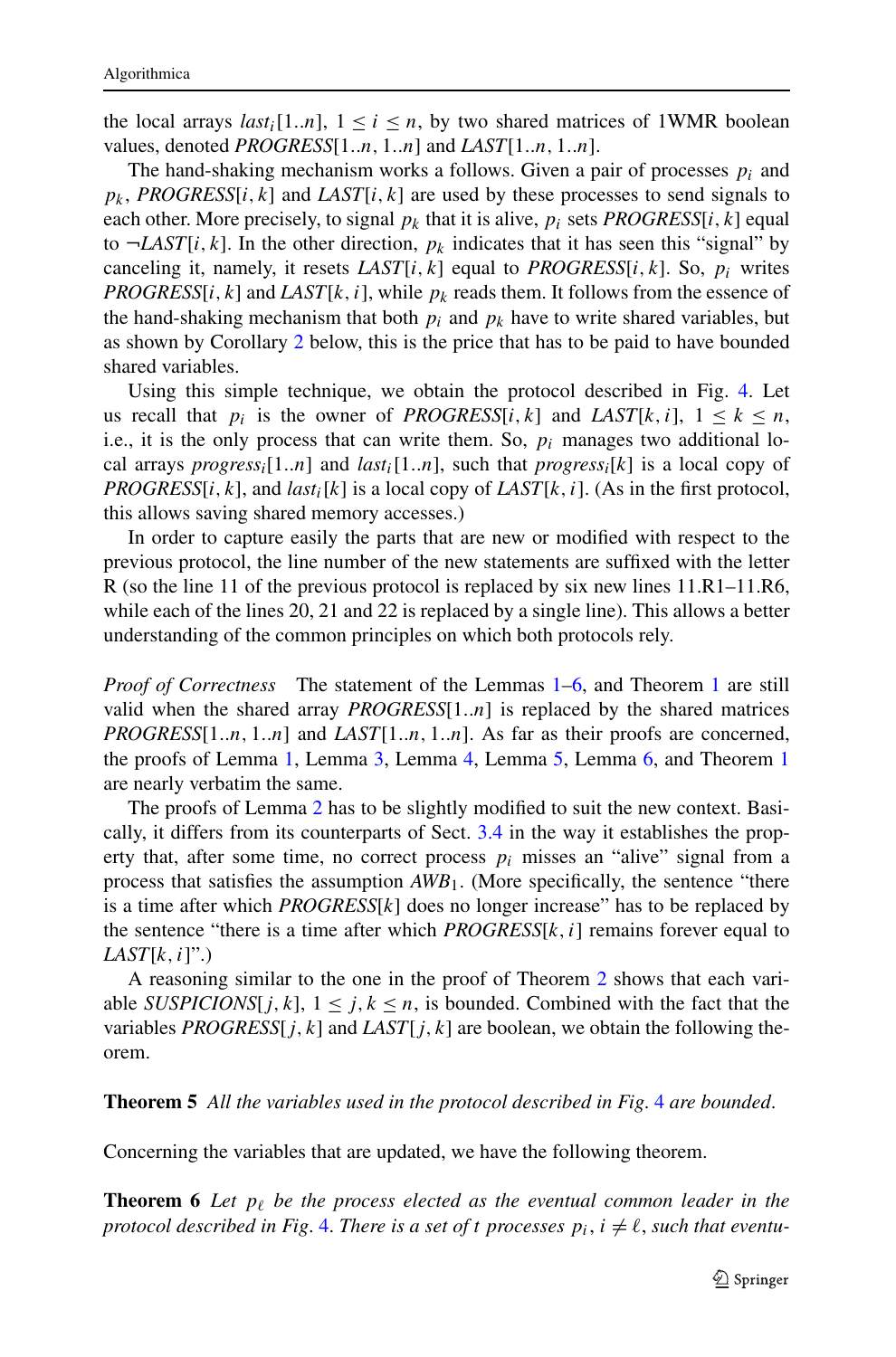the local arrays $last_i[1..n]$, $1 \leq i \leq n$, by two shared matrices of 1WMR boolean values, denoted $PROGRESS[1..n, 1..n]$ and $LAST[1..n, 1..n]$.

The hand-shaking mechanism works a follows. Given a pair of processes $p_i$ and $p_k$, $PROGRESS[i, k]$ and $LAST[i, k]$ are used by these processes to send signals to each other. More precisely, to signal $p_k$ that it is alive, $p_i$ sets $PROGRESS[i, k]$ equal to $\neg LAST[i, k]$. In the other direction, $p_k$ indicates that it has seen this "signal" by canceling it, namely, it resets $LAST[i, k]$ equal to $PROGRESS[i, k]$. So, $p_i$ writes $PROGRESS[i, k]$ and $LAST[k, i]$, while $p_k$ reads them. It follows from the essence of the hand-shaking mechanism that both $p_i$ and $p_k$ have to write shared variables, but as shown by Corollary 2 below, this is the price that has to be paid to have bounded shared variables.

Using this simple technique, we obtain the protocol described in Fig. 4. Let us recall that $p_i$ is the owner of $PROGRESS[i, k]$ and $LAST[k, i]$, $1 \leq k \leq n$, i.e., it is the only process that can write them. So, $p_i$ manages two additional local arrays $progress_i[1..n]$ and $last_i[1..n]$, such that $progress_i[k]$ is a local copy of $PROGRESS[i, k]$, and $last_i[k]$ is a local copy of $LAST[k, i]$. (As in the first protocol, this allows saving shared memory accesses.)

In order to capture easily the parts that are new or modified with respect to the previous protocol, the line number of the new statements are suffixed with the letter R (so the line 11 of the previous protocol is replaced by six new lines 11.R1–11.R6, while each of the lines 20, 21 and 22 is replaced by a single line). This allows a better understanding of the common principles on which both protocols rely.

*Proof of Correctness* The statement of the Lemmas 1–6, and Theorem 1 are still valid when the shared array $PROGRESS[1..n]$ is replaced by the shared matrices $PROGRESS[1..n, 1..n]$ and $LAST[1..n, 1..n]$. As far as their proofs are concerned, the proofs of Lemma 1, Lemma 3, Lemma 4, Lemma 5, Lemma 6, and Theorem 1 are nearly verbatim the same.

The proofs of Lemma 2 has to be slightly modified to suit the new context. Basically, it differs from its counterparts of Sect. 3.4 in the way it establishes the property that, after some time, no correct process $p_i$ misses an "alive" signal from a process that satisfies the assumption $AWB_1$. (More specifically, the sentence "there is a time after which $PROGRESS[k]$ does no longer increase" has to be replaced by the sentence "there is a time after which $PROGRESS[k, i]$ remains forever equal to $LAST[k, i]$".)

A reasoning similar to the one in the proof of Theorem 2 shows that each variable $SUSPICIONS[j, k]$, $1 \leq j, k \leq n$, is bounded. Combined with the fact that the variables $PROGRESS[j, k]$ and $LAST[j, k]$ are boolean, we obtain the following theorem.

**Theorem 5** *All the variables used in the protocol described in Fig. 4 are bounded.*

Concerning the variables that are updated, we have the following theorem.

**Theorem 6** *Let $p_\ell$ be the process elected as the eventual common leader in the protocol described in Fig. 4. There is a set of $t$ processes $p_i$, $i \neq \ell$, such that eventu-*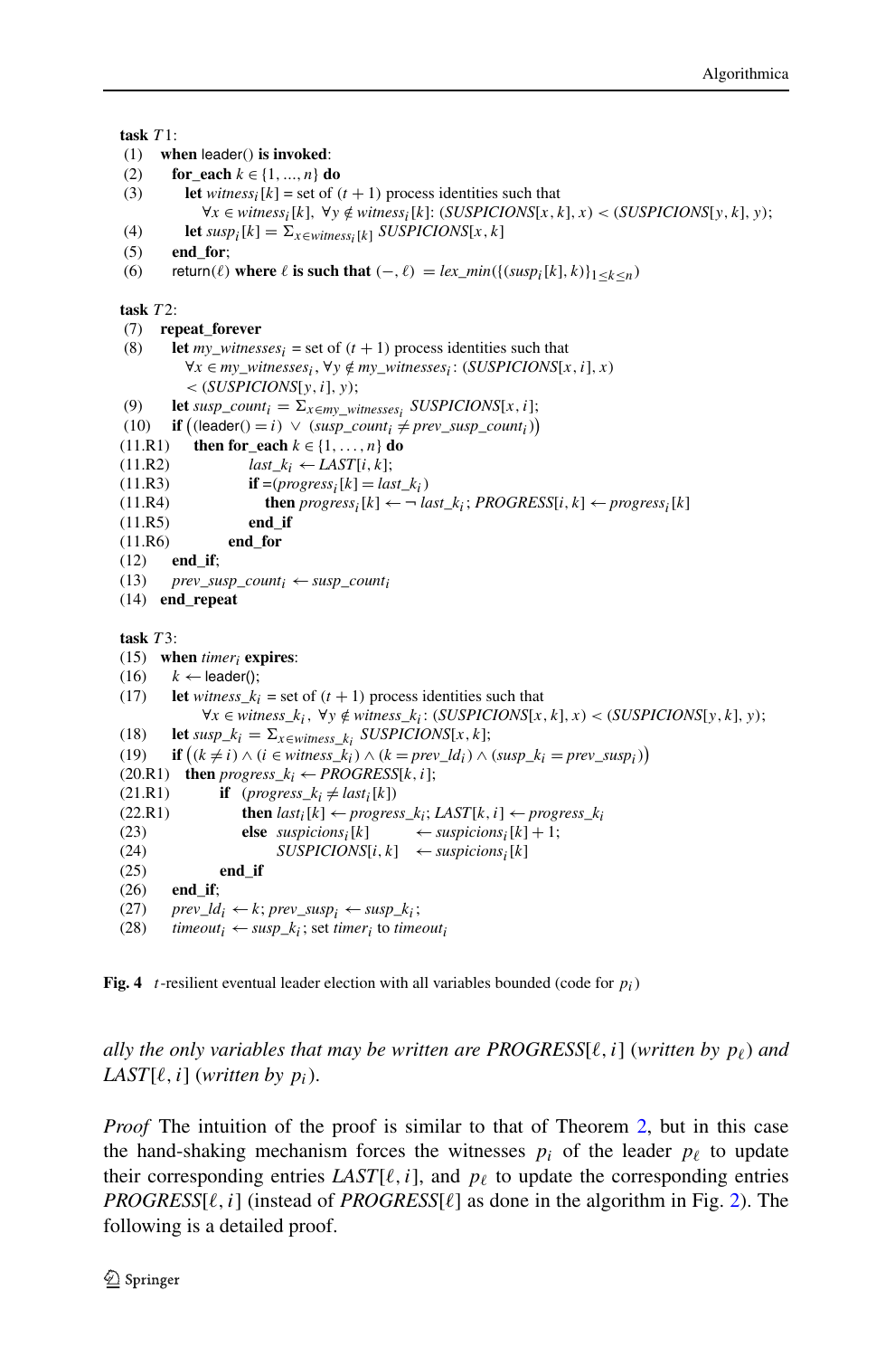```
task T1:
 (1)   when leader() is invoked:
 (2)      for_each k ∈ {1, ..., n} do
 (3)         let witness_i[k] = set of (t + 1) process identities such that
                  ∀x ∈ witness_i[k], ∀y ∉ witness_i[k]: (SUSPICIONS[x, k], x) < (SUSPICIONS[y, k], y);
 (4)         let susp_i[k] = Σ_{x∈witness_i[k]} SUSPICIONS[x, k]
 (5)      end_for;
 (6)      return(ℓ) where ℓ is such that (−, ℓ) = lex_min({(susp_i[k], k)}_{1≤k≤n})

task T2:
 (7)   repeat_forever
 (8)      let my_witnesses_i = set of (t + 1) process identities such that
              ∀x ∈ my_witnesses_i, ∀y ∉ my_witnesses_i: (SUSPICIONS[x, i], x)
              < (SUSPICIONS[y, i], y);
 (9)      let susp_count_i = Σ_{x∈my_witnesses_i} SUSPICIONS[x, i];
 (10)     if ((leader() = i) ∨ (susp_count_i ≠ prev_susp_count_i))
(11.R1)      then for_each k ∈ {1, ..., n} do
(11.R2)              last_k_i ← LAST[i, k];
(11.R3)              if =(progress_i[k] = last_k_i)
(11.R4)                 then progress_i[k] ← ¬ last_k_i; PROGRESS[i, k] ← progress_i[k]
(11.R5)              end_if
(11.R6)           end_for
 (12)     end_if;
 (13)     prev_susp_count_i ← susp_count_i
 (14)  end_repeat

task T3:
 (15)  when timer_i expires:
 (16)     k ← leader();
 (17)     let witness_k_i = set of (t + 1) process identities such that
                  ∀x ∈ witness_k_i, ∀y ∉ witness_k_i: (SUSPICIONS[x, k], x) < (SUSPICIONS[y, k], y);
 (18)     let susp_k_i = Σ_{x∈witness_k_i} SUSPICIONS[x, k];
 (19)     if ((k ≠ i) ∧ (i ∈ witness_k_i) ∧ (k = prev_ld_i) ∧ (susp_k_i = prev_susp_i))
(20.R1)   then progress_k_i ← PROGRESS[k, i];
(21.R1)        if  (progress_k_i ≠ last_i[k])
(22.R1)           then last_i[k] ← progress_k_i; LAST[k, i] ← progress_k_i
 (23)             else  suspicions_i[k]      ← suspicions_i[k] + 1;
 (24)                   SUSPICIONS[i, k]   ← suspicions_i[k]
 (25)        end_if
 (26)     end_if;
 (27)     prev_ld_i ← k; prev_susp_i ← susp_k_i;
 (28)     timeout_i ← susp_k_i; set timer_i to timeout_i
```

**Fig. 4** $t$-resilient eventual leader election with all variables bounded (code for $p_i$)

*ally the only variables that may be written are* $PROGRESS[\ell, i]$ *(written by* $p_\ell$*) and* $LAST[\ell, i]$ *(written by* $p_i$*).*

*Proof* The intuition of the proof is similar to that of Theorem 2, but in this case the hand-shaking mechanism forces the witnesses $p_i$ of the leader $p_\ell$ to update their corresponding entries $LAST[\ell, i]$, and $p_\ell$ to update the corresponding entries $PROGRESS[\ell, i]$ (instead of $PROGRESS[\ell]$ as done in the algorithm in Fig. 2). The following is a detailed proof.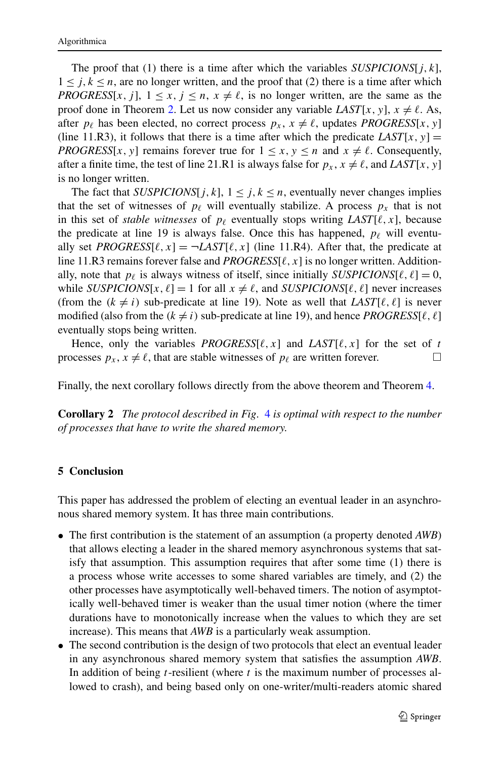The proof that (1) there is a time after which the variables *SUSPICIONS*$[j, k]$, $1 \le j, k \le n$, are no longer written, and the proof that (2) there is a time after which *PROGRESS*$[x, j]$, $1 \le x, j \le n$, $x \ne \ell$, is no longer written, are the same as the proof done in Theorem 2. Let us now consider any variable *LAST*$[x, y]$, $x \ne \ell$. As, after $p_\ell$ has been elected, no correct process $p_x$, $x \ne \ell$, updates *PROGRESS*$[x, y]$ (line 11.R3), it follows that there is a time after which the predicate *LAST*$[x, y] =$ *PROGRESS*$[x, y]$ remains forever true for $1 \le x, y \le n$ and $x \ne \ell$. Consequently, after a finite time, the test of line 21.R1 is always false for $p_x$, $x \ne \ell$, and *LAST*$[x, y]$ is no longer written.

The fact that *SUSPICIONS*$[j, k]$, $1 \le j, k \le n$, eventually never changes implies that the set of witnesses of $p_\ell$ will eventually stabilize. A process $p_x$ that is not in this set of *stable witnesses* of $p_\ell$ eventually stops writing *LAST*$[\ell, x]$, because the predicate at line 19 is always false. Once this has happened, $p_\ell$ will eventually set *PROGRESS*$[\ell, x] = \neg$*LAST*$[\ell, x]$ (line 11.R4). After that, the predicate at line 11.R3 remains forever false and *PROGRESS*$[\ell, x]$ is no longer written. Additionally, note that $p_\ell$ is always witness of itself, since initially *SUSPICIONS*$[\ell, \ell] = 0$, while *SUSPICIONS*$[x, \ell] = 1$ for all $x \ne \ell$, and *SUSPICIONS*$[\ell, \ell]$ never increases (from the $(k \ne i)$ sub-predicate at line 19). Note as well that *LAST*$[\ell, \ell]$ is never modified (also from the $(k \ne i)$ sub-predicate at line 19), and hence *PROGRESS*$[\ell, \ell]$ eventually stops being written.

Hence, only the variables *PROGRESS*$[\ell, x]$ and *LAST*$[\ell, x]$ for the set of $t$ processes $p_x$, $x \ne \ell$, that are stable witnesses of $p_\ell$ are written forever. □

Finally, the next corollary follows directly from the above theorem and Theorem 4.

**Corollary 2** *The protocol described in Fig. 4 is optimal with respect to the number of processes that have to write the shared memory.*

## 5 Conclusion

This paper has addressed the problem of electing an eventual leader in an asynchronous shared memory system. It has three main contributions.

- The first contribution is the statement of an assumption (a property denoted *AWB*) that allows electing a leader in the shared memory asynchronous systems that satisfy that assumption. This assumption requires that after some time (1) there is a process whose write accesses to some shared variables are timely, and (2) the other processes have asymptotically well-behaved timers. The notion of asymptotically well-behaved timer is weaker than the usual timer notion (where the timer durations have to monotonically increase when the values to which they are set increase). This means that *AWB* is a particularly weak assumption.
- The second contribution is the design of two protocols that elect an eventual leader in any asynchronous shared memory system that satisfies the assumption *AWB*. In addition of being $t$-resilient (where $t$ is the maximum number of processes allowed to crash), and being based only on one-writer/multi-readers atomic shared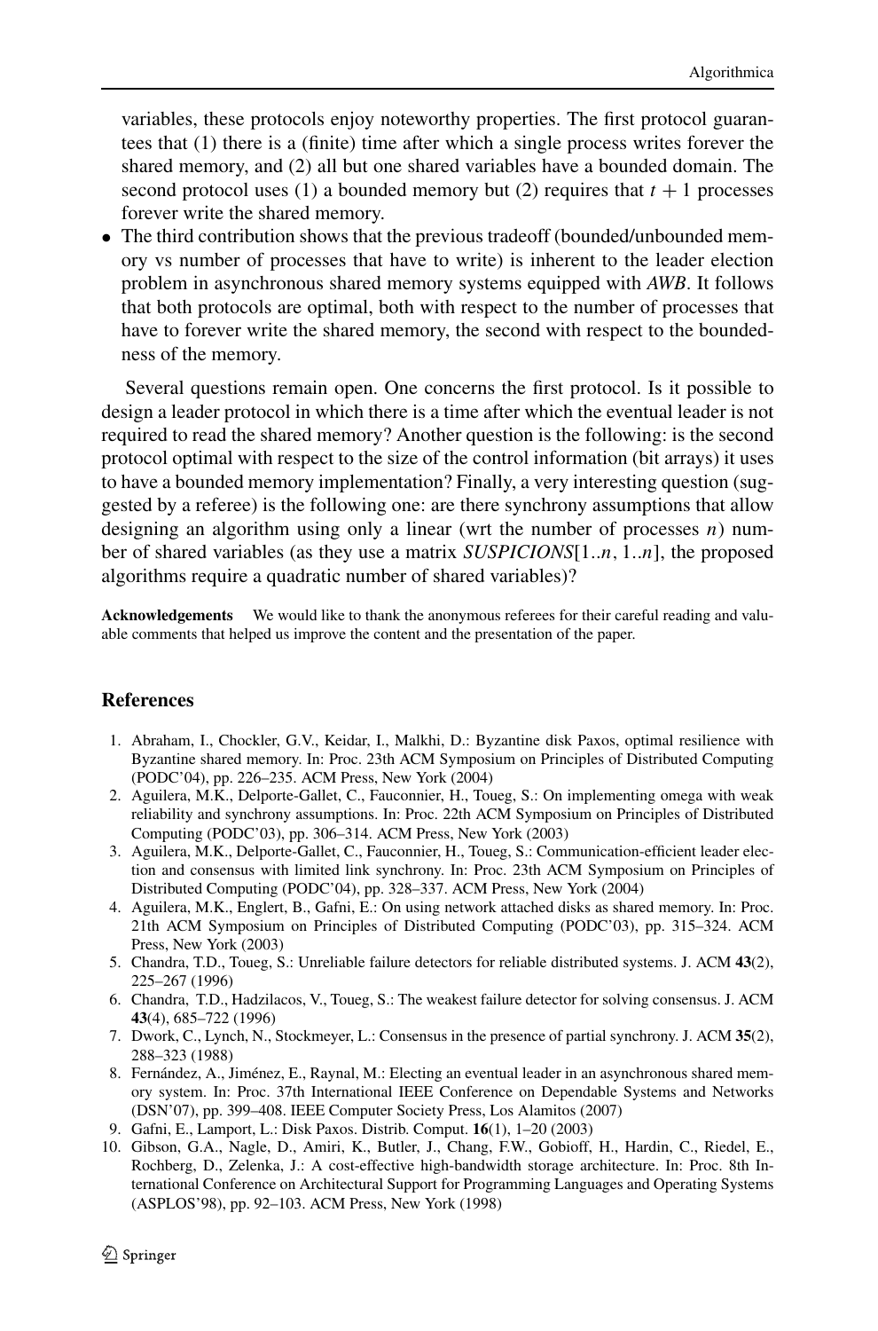variables, these protocols enjoy noteworthy properties. The first protocol guarantees that (1) there is a (finite) time after which a single process writes forever the shared memory, and (2) all but one shared variables have a bounded domain. The second protocol uses (1) a bounded memory but (2) requires that $t + 1$ processes forever write the shared memory.

- The third contribution shows that the previous tradeoff (bounded/unbounded memory vs number of processes that have to write) is inherent to the leader election problem in asynchronous shared memory systems equipped with *AWB*. It follows that both protocols are optimal, both with respect to the number of processes that have to forever write the shared memory, the second with respect to the boundedness of the memory.

Several questions remain open. One concerns the first protocol. Is it possible to design a leader protocol in which there is a time after which the eventual leader is not required to read the shared memory? Another question is the following: is the second protocol optimal with respect to the size of the control information (bit arrays) it uses to have a bounded memory implementation? Finally, a very interesting question (suggested by a referee) is the following one: are there synchrony assumptions that allow designing an algorithm using only a linear (wrt the number of processes $n$) number of shared variables (as they use a matrix *SUSPICIONS*$[1..n, 1..n]$, the proposed algorithms require a quadratic number of shared variables)?

**Acknowledgements** We would like to thank the anonymous referees for their careful reading and valuable comments that helped us improve the content and the presentation of the paper.

## References

1. Abraham, I., Chockler, G.V., Keidar, I., Malkhi, D.: Byzantine disk Paxos, optimal resilience with Byzantine shared memory. In: Proc. 23th ACM Symposium on Principles of Distributed Computing (PODC'04), pp. 226–235. ACM Press, New York (2004)
2. Aguilera, M.K., Delporte-Gallet, C., Fauconnier, H., Toueg, S.: On implementing omega with weak reliability and synchrony assumptions. In: Proc. 22th ACM Symposium on Principles of Distributed Computing (PODC'03), pp. 306–314. ACM Press, New York (2003)
3. Aguilera, M.K., Delporte-Gallet, C., Fauconnier, H., Toueg, S.: Communication-efficient leader election and consensus with limited link synchrony. In: Proc. 23th ACM Symposium on Principles of Distributed Computing (PODC'04), pp. 328–337. ACM Press, New York (2004)
4. Aguilera, M.K., Englert, B., Gafni, E.: On using network attached disks as shared memory. In: Proc. 21th ACM Symposium on Principles of Distributed Computing (PODC'03), pp. 315–324. ACM Press, New York (2003)
5. Chandra, T.D., Toueg, S.: Unreliable failure detectors for reliable distributed systems. J. ACM **43**(2), 225–267 (1996)
6. Chandra, T.D., Hadzilacos, V., Toueg, S.: The weakest failure detector for solving consensus. J. ACM **43**(4), 685–722 (1996)
7. Dwork, C., Lynch, N., Stockmeyer, L.: Consensus in the presence of partial synchrony. J. ACM **35**(2), 288–323 (1988)
8. Fernández, A., Jiménez, E., Raynal, M.: Electing an eventual leader in an asynchronous shared memory system. In: Proc. 37th International IEEE Conference on Dependable Systems and Networks (DSN'07), pp. 399–408. IEEE Computer Society Press, Los Alamitos (2007)
9. Gafni, E., Lamport, L.: Disk Paxos. Distrib. Comput. **16**(1), 1–20 (2003)
10. Gibson, G.A., Nagle, D., Amiri, K., Butler, J., Chang, F.W., Gobioff, H., Hardin, C., Riedel, E., Rochberg, D., Zelenka, J.: A cost-effective high-bandwidth storage architecture. In: Proc. 8th International Conference on Architectural Support for Programming Languages and Operating Systems (ASPLOS'98), pp. 92–103. ACM Press, New York (1998)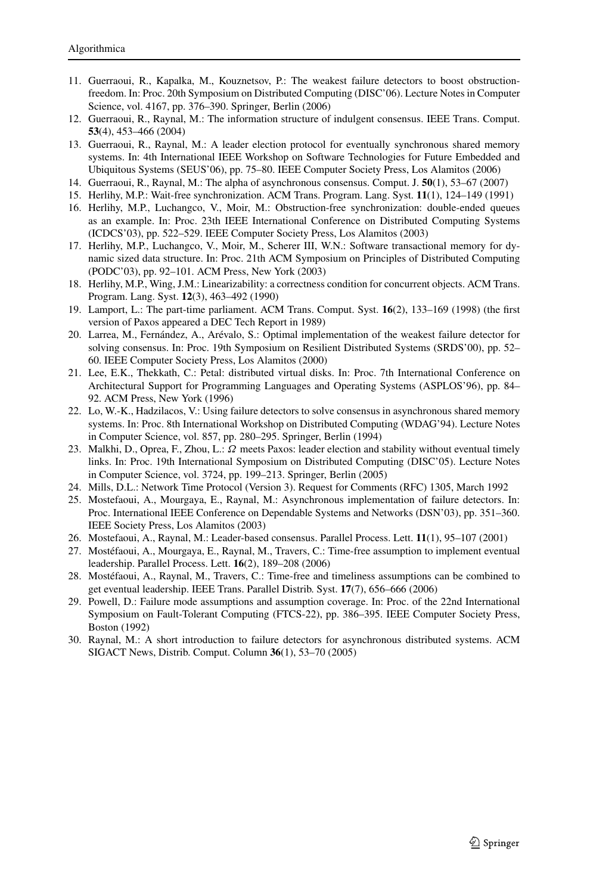11. Guerraoui, R., Kapalka, M., Kouznetsov, P.: The weakest failure detectors to boost obstruction-freedom. In: Proc. 20th Symposium on Distributed Computing (DISC'06). Lecture Notes in Computer Science, vol. 4167, pp. 376–390. Springer, Berlin (2006)
12. Guerraoui, R., Raynal, M.: The information structure of indulgent consensus. IEEE Trans. Comput. **53**(4), 453–466 (2004)
13. Guerraoui, R., Raynal, M.: A leader election protocol for eventually synchronous shared memory systems. In: 4th International IEEE Workshop on Software Technologies for Future Embedded and Ubiquitous Systems (SEUS'06), pp. 75–80. IEEE Computer Society Press, Los Alamitos (2006)
14. Guerraoui, R., Raynal, M.: The alpha of asynchronous consensus. Comput. J. **50**(1), 53–67 (2007)
15. Herlihy, M.P.: Wait-free synchronization. ACM Trans. Program. Lang. Syst. **11**(1), 124–149 (1991)
16. Herlihy, M.P., Luchangco, V., Moir, M.: Obstruction-free synchronization: double-ended queues as an example. In: Proc. 23th IEEE International Conference on Distributed Computing Systems (ICDCS'03), pp. 522–529. IEEE Computer Society Press, Los Alamitos (2003)
17. Herlihy, M.P., Luchangco, V., Moir, M., Scherer III, W.N.: Software transactional memory for dynamic sized data structure. In: Proc. 21th ACM Symposium on Principles of Distributed Computing (PODC'03), pp. 92–101. ACM Press, New York (2003)
18. Herlihy, M.P., Wing, J.M.: Linearizability: a correctness condition for concurrent objects. ACM Trans. Program. Lang. Syst. **12**(3), 463–492 (1990)
19. Lamport, L.: The part-time parliament. ACM Trans. Comput. Syst. **16**(2), 133–169 (1998) (the first version of Paxos appeared a DEC Tech Report in 1989)
20. Larrea, M., Fernández, A., Arévalo, S.: Optimal implementation of the weakest failure detector for solving consensus. In: Proc. 19th Symposium on Resilient Distributed Systems (SRDS'00), pp. 52–60. IEEE Computer Society Press, Los Alamitos (2000)
21. Lee, E.K., Thekkath, C.: Petal: distributed virtual disks. In: Proc. 7th International Conference on Architectural Support for Programming Languages and Operating Systems (ASPLOS'96), pp. 84–92. ACM Press, New York (1996)
22. Lo, W.-K., Hadzilacos, V.: Using failure detectors to solve consensus in asynchronous shared memory systems. In: Proc. 8th International Workshop on Distributed Computing (WDAG'94). Lecture Notes in Computer Science, vol. 857, pp. 280–295. Springer, Berlin (1994)
23. Malkhi, D., Oprea, F., Zhou, L.: $\Omega$ meets Paxos: leader election and stability without eventual timely links. In: Proc. 19th International Symposium on Distributed Computing (DISC'05). Lecture Notes in Computer Science, vol. 3724, pp. 199–213. Springer, Berlin (2005)
24. Mills, D.L.: Network Time Protocol (Version 3). Request for Comments (RFC) 1305, March 1992
25. Mostefaoui, A., Mourgaya, E., Raynal, M.: Asynchronous implementation of failure detectors. In: Proc. International IEEE Conference on Dependable Systems and Networks (DSN'03), pp. 351–360. IEEE Society Press, Los Alamitos (2003)
26. Mostefaoui, A., Raynal, M.: Leader-based consensus. Parallel Process. Lett. **11**(1), 95–107 (2001)
27. Mostéfaoui, A., Mourgaya, E., Raynal, M., Travers, C.: Time-free assumption to implement eventual leadership. Parallel Process. Lett. **16**(2), 189–208 (2006)
28. Mostéfaoui, A., Raynal, M., Travers, C.: Time-free and timeliness assumptions can be combined to get eventual leadership. IEEE Trans. Parallel Distrib. Syst. **17**(7), 656–666 (2006)
29. Powell, D.: Failure mode assumptions and assumption coverage. In: Proc. of the 22nd International Symposium on Fault-Tolerant Computing (FTCS-22), pp. 386–395. IEEE Computer Society Press, Boston (1992)
30. Raynal, M.: A short introduction to failure detectors for asynchronous distributed systems. ACM SIGACT News, Distrib. Comput. Column **36**(1), 53–70 (2005)